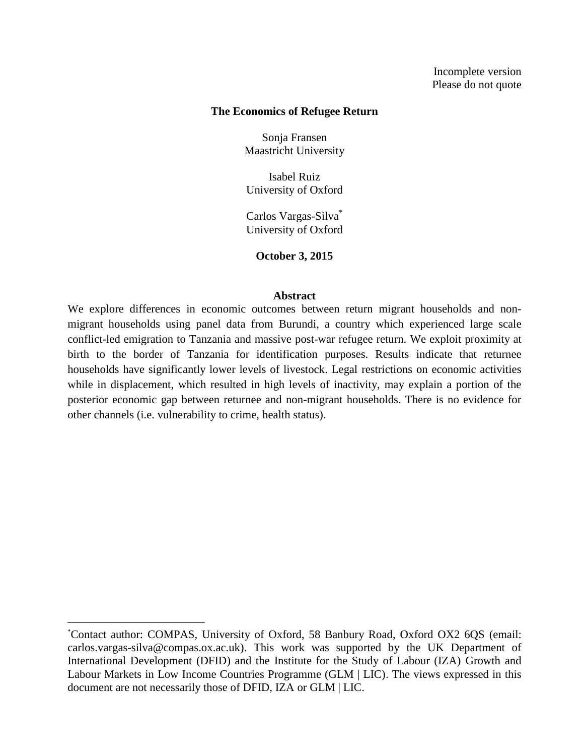Incomplete version
Please do not quote

# The Economics of Refugee Return

Sonja Fransen
Maastricht University

Isabel Ruiz
University of Oxford

Carlos Vargas-Silva[*]
University of Oxford

**October 3, 2015**

## Abstract

We explore differences in economic outcomes between return migrant households and non-migrant households using panel data from Burundi, a country which experienced large scale conflict-led emigration to Tanzania and massive post-war refugee return. We exploit proximity at birth to the border of Tanzania for identification purposes. Results indicate that returnee households have significantly lower levels of livestock. Legal restrictions on economic activities while in displacement, which resulted in high levels of inactivity, may explain a portion of the posterior economic gap between returnee and non-migrant households. There is no evidence for other channels (i.e. vulnerability to crime, health status).

---

[*]Contact author: COMPAS, University of Oxford, 58 Banbury Road, Oxford OX2 6QS (email: carlos.vargas-silva@compas.ox.ac.uk). This work was supported by the UK Department of International Development (DFID) and the Institute for the Study of Labour (IZA) Growth and Labour Markets in Low Income Countries Programme (GLM | LIC). The views expressed in this document are not necessarily those of DFID, IZA or GLM | LIC.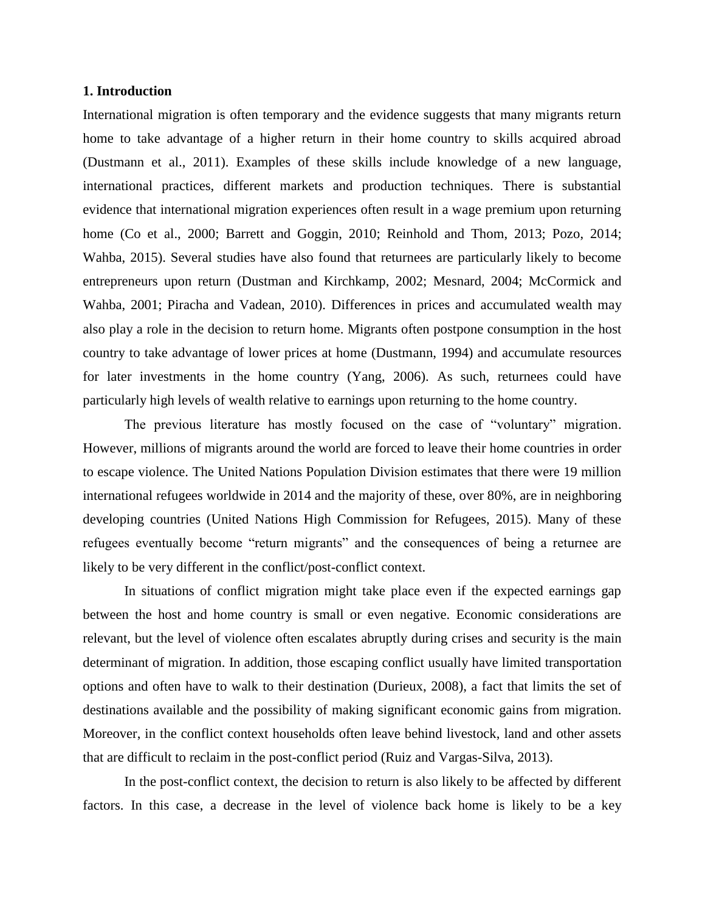## 1. Introduction

International migration is often temporary and the evidence suggests that many migrants return home to take advantage of a higher return in their home country to skills acquired abroad (Dustmann et al., 2011). Examples of these skills include knowledge of a new language, international practices, different markets and production techniques. There is substantial evidence that international migration experiences often result in a wage premium upon returning home (Co et al., 2000; Barrett and Goggin, 2010; Reinhold and Thom, 2013; Pozo, 2014; Wahba, 2015). Several studies have also found that returnees are particularly likely to become entrepreneurs upon return (Dustman and Kirchkamp, 2002; Mesnard, 2004; McCormick and Wahba, 2001; Piracha and Vadean, 2010). Differences in prices and accumulated wealth may also play a role in the decision to return home. Migrants often postpone consumption in the host country to take advantage of lower prices at home (Dustmann, 1994) and accumulate resources for later investments in the home country (Yang, 2006). As such, returnees could have particularly high levels of wealth relative to earnings upon returning to the home country.

The previous literature has mostly focused on the case of "voluntary" migration. However, millions of migrants around the world are forced to leave their home countries in order to escape violence. The United Nations Population Division estimates that there were 19 million international refugees worldwide in 2014 and the majority of these, over 80%, are in neighboring developing countries (United Nations High Commission for Refugees, 2015). Many of these refugees eventually become "return migrants" and the consequences of being a returnee are likely to be very different in the conflict/post-conflict context.

In situations of conflict migration might take place even if the expected earnings gap between the host and home country is small or even negative. Economic considerations are relevant, but the level of violence often escalates abruptly during crises and security is the main determinant of migration. In addition, those escaping conflict usually have limited transportation options and often have to walk to their destination (Durieux, 2008), a fact that limits the set of destinations available and the possibility of making significant economic gains from migration. Moreover, in the conflict context households often leave behind livestock, land and other assets that are difficult to reclaim in the post-conflict period (Ruiz and Vargas-Silva, 2013).

In the post-conflict context, the decision to return is also likely to be affected by different factors. In this case, a decrease in the level of violence back home is likely to be a key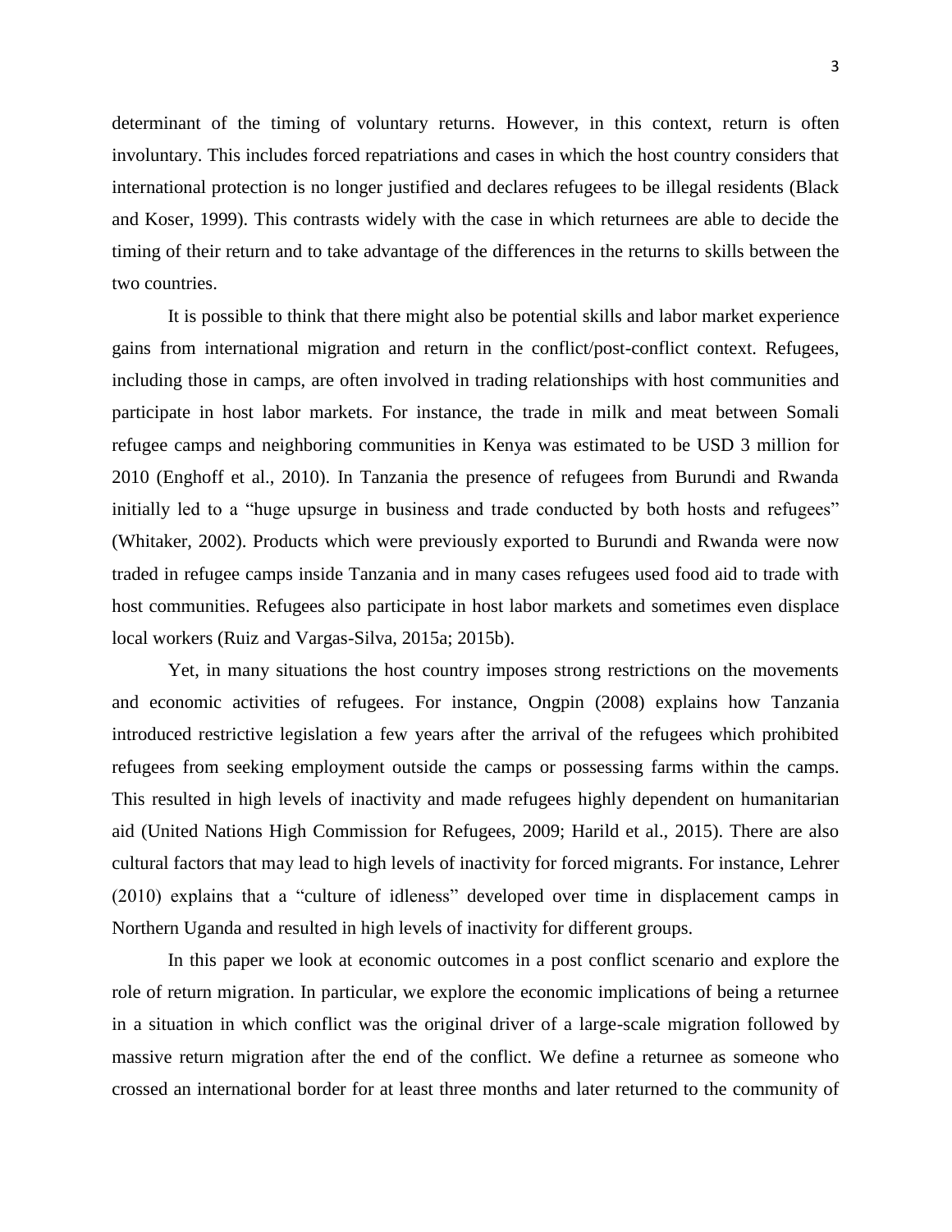determinant of the timing of voluntary returns. However, in this context, return is often involuntary. This includes forced repatriations and cases in which the host country considers that international protection is no longer justified and declares refugees to be illegal residents (Black and Koser, 1999). This contrasts widely with the case in which returnees are able to decide the timing of their return and to take advantage of the differences in the returns to skills between the two countries.

It is possible to think that there might also be potential skills and labor market experience gains from international migration and return in the conflict/post-conflict context. Refugees, including those in camps, are often involved in trading relationships with host communities and participate in host labor markets. For instance, the trade in milk and meat between Somali refugee camps and neighboring communities in Kenya was estimated to be USD 3 million for 2010 (Enghoff et al., 2010). In Tanzania the presence of refugees from Burundi and Rwanda initially led to a "huge upsurge in business and trade conducted by both hosts and refugees" (Whitaker, 2002). Products which were previously exported to Burundi and Rwanda were now traded in refugee camps inside Tanzania and in many cases refugees used food aid to trade with host communities. Refugees also participate in host labor markets and sometimes even displace local workers (Ruiz and Vargas-Silva, 2015a; 2015b).

Yet, in many situations the host country imposes strong restrictions on the movements and economic activities of refugees. For instance, Ongpin (2008) explains how Tanzania introduced restrictive legislation a few years after the arrival of the refugees which prohibited refugees from seeking employment outside the camps or possessing farms within the camps. This resulted in high levels of inactivity and made refugees highly dependent on humanitarian aid (United Nations High Commission for Refugees, 2009; Harild et al., 2015). There are also cultural factors that may lead to high levels of inactivity for forced migrants. For instance, Lehrer (2010) explains that a "culture of idleness" developed over time in displacement camps in Northern Uganda and resulted in high levels of inactivity for different groups.

In this paper we look at economic outcomes in a post conflict scenario and explore the role of return migration. In particular, we explore the economic implications of being a returnee in a situation in which conflict was the original driver of a large-scale migration followed by massive return migration after the end of the conflict. We define a returnee as someone who crossed an international border for at least three months and later returned to the community of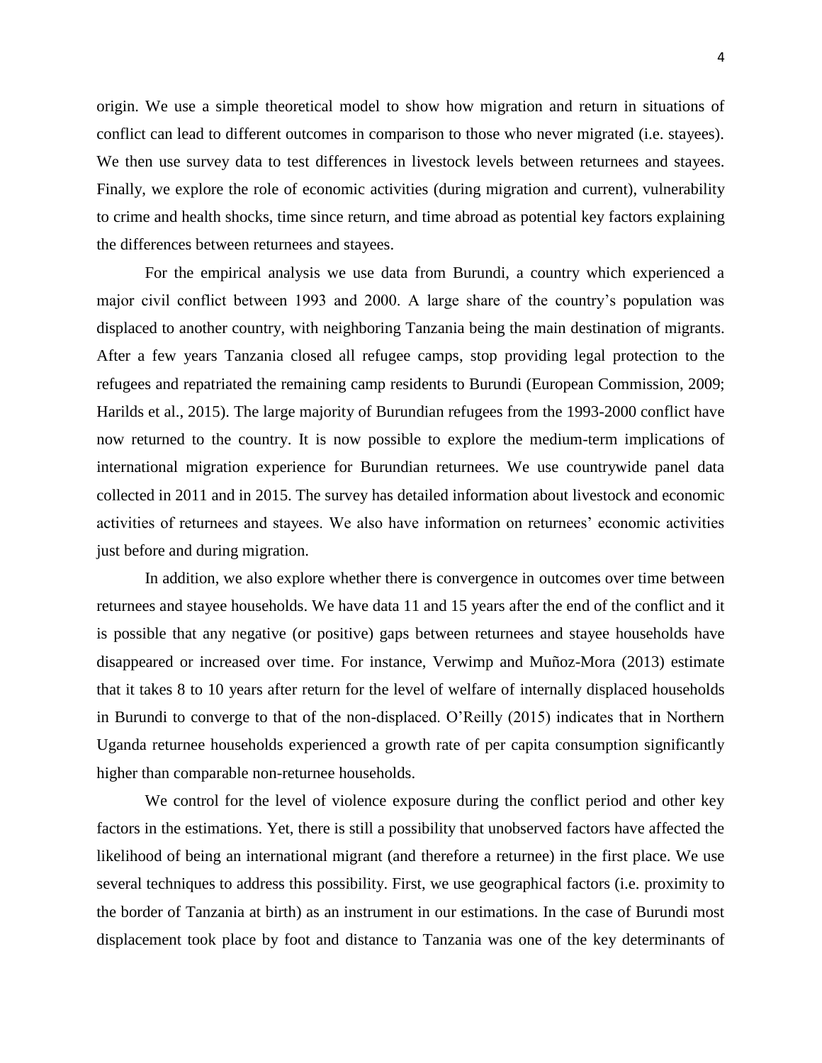origin. We use a simple theoretical model to show how migration and return in situations of conflict can lead to different outcomes in comparison to those who never migrated (i.e. stayees). We then use survey data to test differences in livestock levels between returnees and stayees. Finally, we explore the role of economic activities (during migration and current), vulnerability to crime and health shocks, time since return, and time abroad as potential key factors explaining the differences between returnees and stayees.

For the empirical analysis we use data from Burundi, a country which experienced a major civil conflict between 1993 and 2000. A large share of the country's population was displaced to another country, with neighboring Tanzania being the main destination of migrants. After a few years Tanzania closed all refugee camps, stop providing legal protection to the refugees and repatriated the remaining camp residents to Burundi (European Commission, 2009; Harilds et al., 2015). The large majority of Burundian refugees from the 1993-2000 conflict have now returned to the country. It is now possible to explore the medium-term implications of international migration experience for Burundian returnees. We use countrywide panel data collected in 2011 and in 2015. The survey has detailed information about livestock and economic activities of returnees and stayees. We also have information on returnees' economic activities just before and during migration.

In addition, we also explore whether there is convergence in outcomes over time between returnees and stayee households. We have data 11 and 15 years after the end of the conflict and it is possible that any negative (or positive) gaps between returnees and stayee households have disappeared or increased over time. For instance, Verwimp and Muñoz-Mora (2013) estimate that it takes 8 to 10 years after return for the level of welfare of internally displaced households in Burundi to converge to that of the non-displaced. O'Reilly (2015) indicates that in Northern Uganda returnee households experienced a growth rate of per capita consumption significantly higher than comparable non-returnee households.

We control for the level of violence exposure during the conflict period and other key factors in the estimations. Yet, there is still a possibility that unobserved factors have affected the likelihood of being an international migrant (and therefore a returnee) in the first place. We use several techniques to address this possibility. First, we use geographical factors (i.e. proximity to the border of Tanzania at birth) as an instrument in our estimations. In the case of Burundi most displacement took place by foot and distance to Tanzania was one of the key determinants of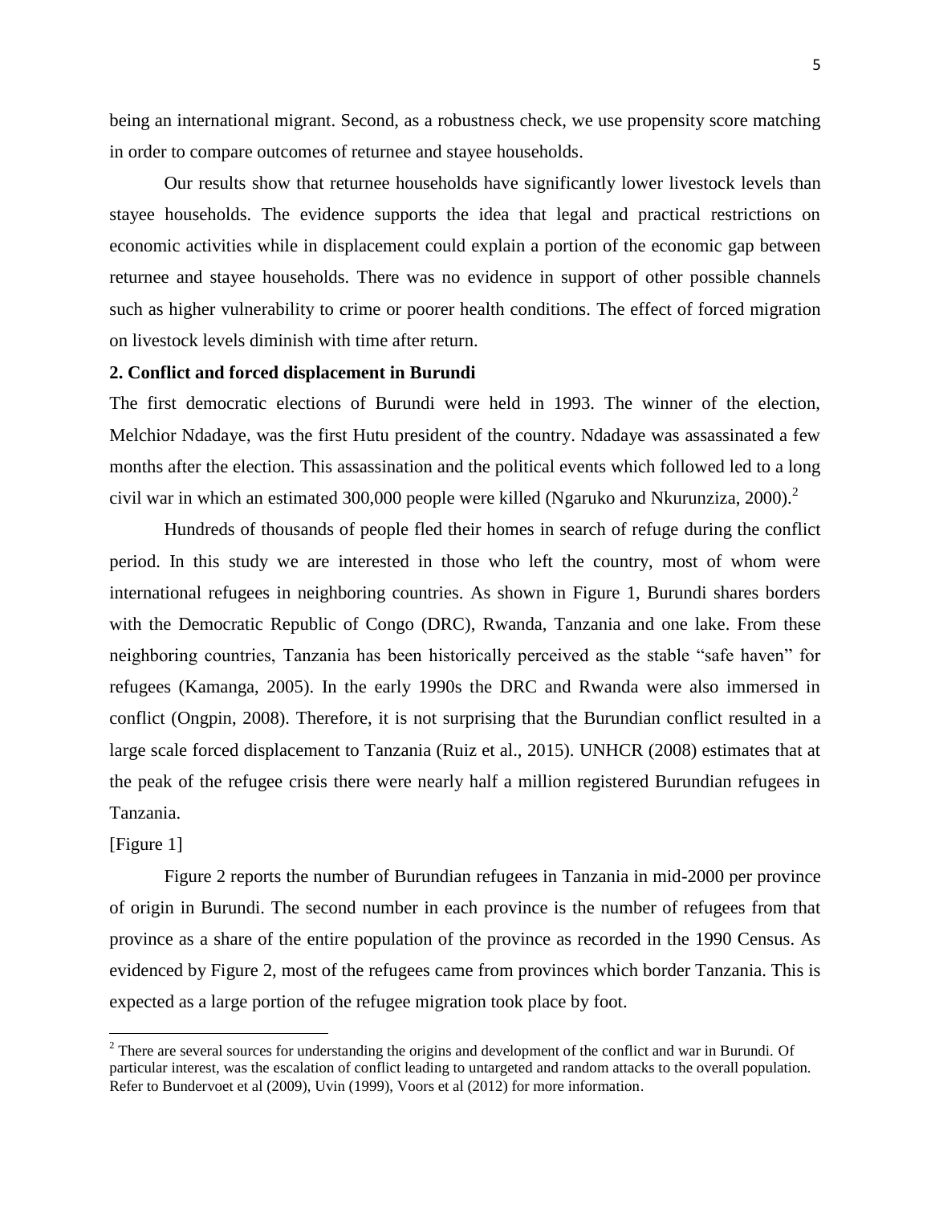being an international migrant. Second, as a robustness check, we use propensity score matching in order to compare outcomes of returnee and stayee households.

Our results show that returnee households have significantly lower livestock levels than stayee households. The evidence supports the idea that legal and practical restrictions on economic activities while in displacement could explain a portion of the economic gap between returnee and stayee households. There was no evidence in support of other possible channels such as higher vulnerability to crime or poorer health conditions. The effect of forced migration on livestock levels diminish with time after return.

## 2. Conflict and forced displacement in Burundi

The first democratic elections of Burundi were held in 1993. The winner of the election, Melchior Ndadaye, was the first Hutu president of the country. Ndadaye was assassinated a few months after the election. This assassination and the political events which followed led to a long civil war in which an estimated 300,000 people were killed (Ngaruko and Nkurunziza, 2000).[2]

Hundreds of thousands of people fled their homes in search of refuge during the conflict period. In this study we are interested in those who left the country, most of whom were international refugees in neighboring countries. As shown in Figure 1, Burundi shares borders with the Democratic Republic of Congo (DRC), Rwanda, Tanzania and one lake. From these neighboring countries, Tanzania has been historically perceived as the stable "safe haven" for refugees (Kamanga, 2005). In the early 1990s the DRC and Rwanda were also immersed in conflict (Ongpin, 2008). Therefore, it is not surprising that the Burundian conflict resulted in a large scale forced displacement to Tanzania (Ruiz et al., 2015). UNHCR (2008) estimates that at the peak of the refugee crisis there were nearly half a million registered Burundian refugees in Tanzania.

[Figure 1]

Figure 2 reports the number of Burundian refugees in Tanzania in mid-2000 per province of origin in Burundi. The second number in each province is the number of refugees from that province as a share of the entire population of the province as recorded in the 1990 Census. As evidenced by Figure 2, most of the refugees came from provinces which border Tanzania. This is expected as a large portion of the refugee migration took place by foot.

[2] There are several sources for understanding the origins and development of the conflict and war in Burundi. Of particular interest, was the escalation of conflict leading to untargeted and random attacks to the overall population. Refer to Bundervoet et al (2009), Uvin (1999), Voors et al (2012) for more information.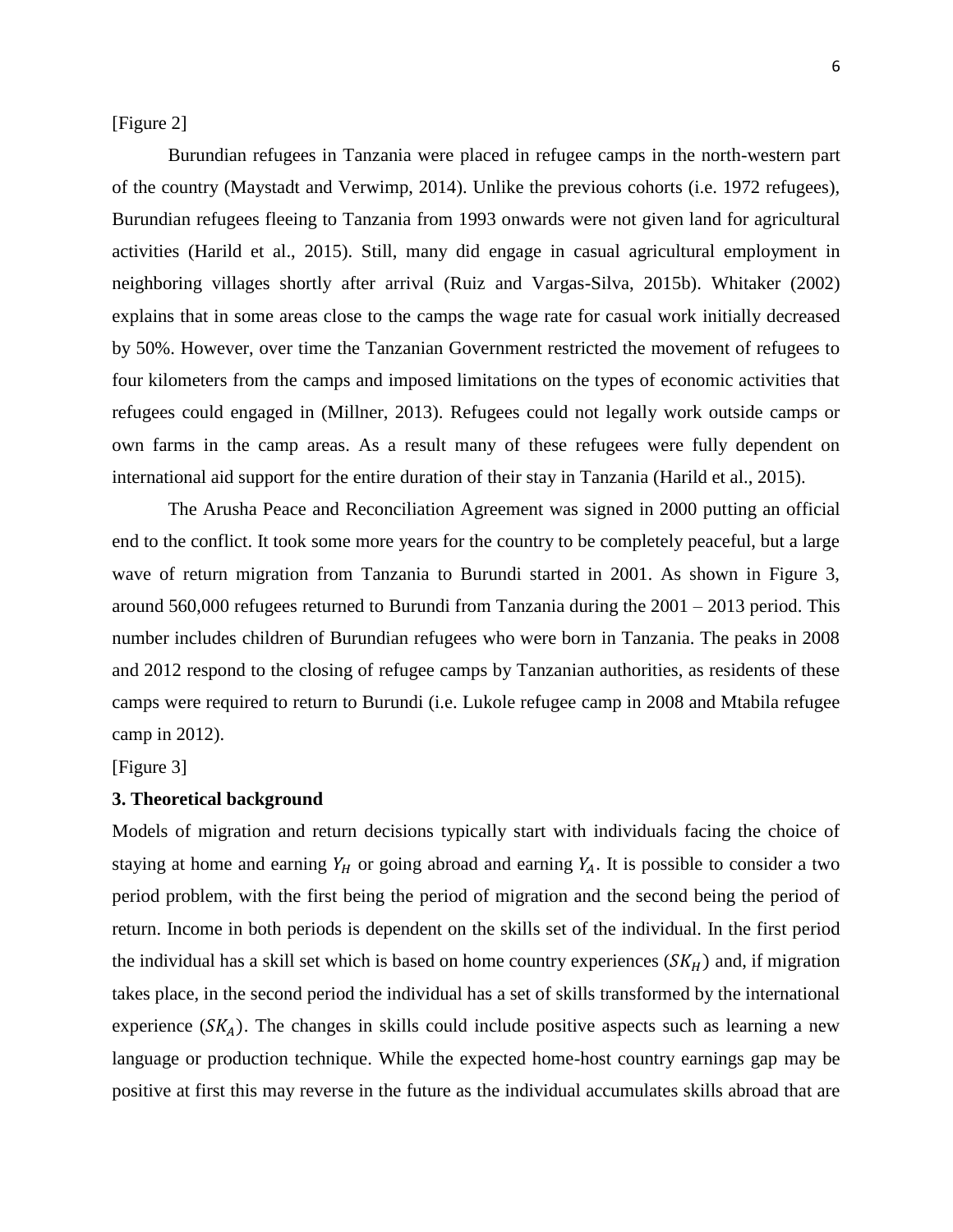[Figure 2]

Burundian refugees in Tanzania were placed in refugee camps in the north-western part of the country (Maystadt and Verwimp, 2014). Unlike the previous cohorts (i.e. 1972 refugees), Burundian refugees fleeing to Tanzania from 1993 onwards were not given land for agricultural activities (Harild et al., 2015). Still, many did engage in casual agricultural employment in neighboring villages shortly after arrival (Ruiz and Vargas-Silva, 2015b). Whitaker (2002) explains that in some areas close to the camps the wage rate for casual work initially decreased by 50%. However, over time the Tanzanian Government restricted the movement of refugees to four kilometers from the camps and imposed limitations on the types of economic activities that refugees could engaged in (Millner, 2013). Refugees could not legally work outside camps or own farms in the camp areas. As a result many of these refugees were fully dependent on international aid support for the entire duration of their stay in Tanzania (Harild et al., 2015).

The Arusha Peace and Reconciliation Agreement was signed in 2000 putting an official end to the conflict. It took some more years for the country to be completely peaceful, but a large wave of return migration from Tanzania to Burundi started in 2001. As shown in Figure 3, around 560,000 refugees returned to Burundi from Tanzania during the 2001 – 2013 period. This number includes children of Burundian refugees who were born in Tanzania. The peaks in 2008 and 2012 respond to the closing of refugee camps by Tanzanian authorities, as residents of these camps were required to return to Burundi (i.e. Lukole refugee camp in 2008 and Mtabila refugee camp in 2012).

[Figure 3]

### 3. Theoretical background

Models of migration and return decisions typically start with individuals facing the choice of staying at home and earning $Y_H$ or going abroad and earning $Y_A$. It is possible to consider a two period problem, with the first being the period of migration and the second being the period of return. Income in both periods is dependent on the skills set of the individual. In the first period the individual has a skill set which is based on home country experiences ($SK_H$) and, if migration takes place, in the second period the individual has a set of skills transformed by the international experience ($SK_A$). The changes in skills could include positive aspects such as learning a new language or production technique. While the expected home-host country earnings gap may be positive at first this may reverse in the future as the individual accumulates skills abroad that are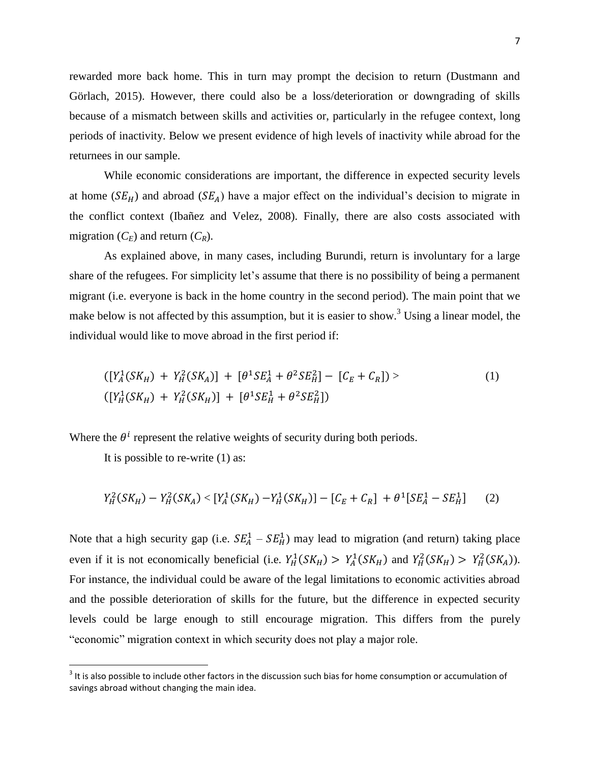rewarded more back home. This in turn may prompt the decision to return (Dustmann and Görlach, 2015). However, there could also be a loss/deterioration or downgrading of skills because of a mismatch between skills and activities or, particularly in the refugee context, long periods of inactivity. Below we present evidence of high levels of inactivity while abroad for the returnees in our sample.

While economic considerations are important, the difference in expected security levels at home ($SE_H$) and abroad ($SE_A$) have a major effect on the individual's decision to migrate in the conflict context (Ibañez and Velez, 2008). Finally, there are also costs associated with migration ($C_E$) and return ($C_R$).

As explained above, in many cases, including Burundi, return is involuntary for a large share of the refugees. For simplicity let's assume that there is no possibility of being a permanent migrant (i.e. everyone is back in the home country in the second period). The main point that we make below is not affected by this assumption, but it is easier to show.[3] Using a linear model, the individual would like to move abroad in the first period if:

$$([Y_A^1(SK_H) + Y_H^2(SK_A)] + [\theta^1 SE_A^1 + \theta^2 SE_H^2] - [C_E + C_R]) > ([Y_H^1(SK_H) + Y_H^2(SK_H)] + [\theta^1 SE_H^1 + \theta^2 SE_H^2]) \quad (1)$$

Where the $\theta^i$ represent the relative weights of security during both periods.

It is possible to re-write (1) as:

$$Y_H^2(SK_H) - Y_H^2(SK_A) < [Y_A^1(SK_H) - Y_H^1(SK_H)] - [C_E + C_R] + \theta^1[SE_A^1 - SE_H^1] \quad (2)$$

Note that a high security gap (i.e. $SE_A^1 - SE_H^1$) may lead to migration (and return) taking place even if it is not economically beneficial (i.e. $Y_H^1(SK_H) > Y_A^1(SK_H)$ and $Y_H^2(SK_H) > Y_H^2(SK_A)$). For instance, the individual could be aware of the legal limitations to economic activities abroad and the possible deterioration of skills for the future, but the difference in expected security levels could be large enough to still encourage migration. This differs from the purely "economic" migration context in which security does not play a major role.

[3] It is also possible to include other factors in the discussion such bias for home consumption or accumulation of savings abroad without changing the main idea.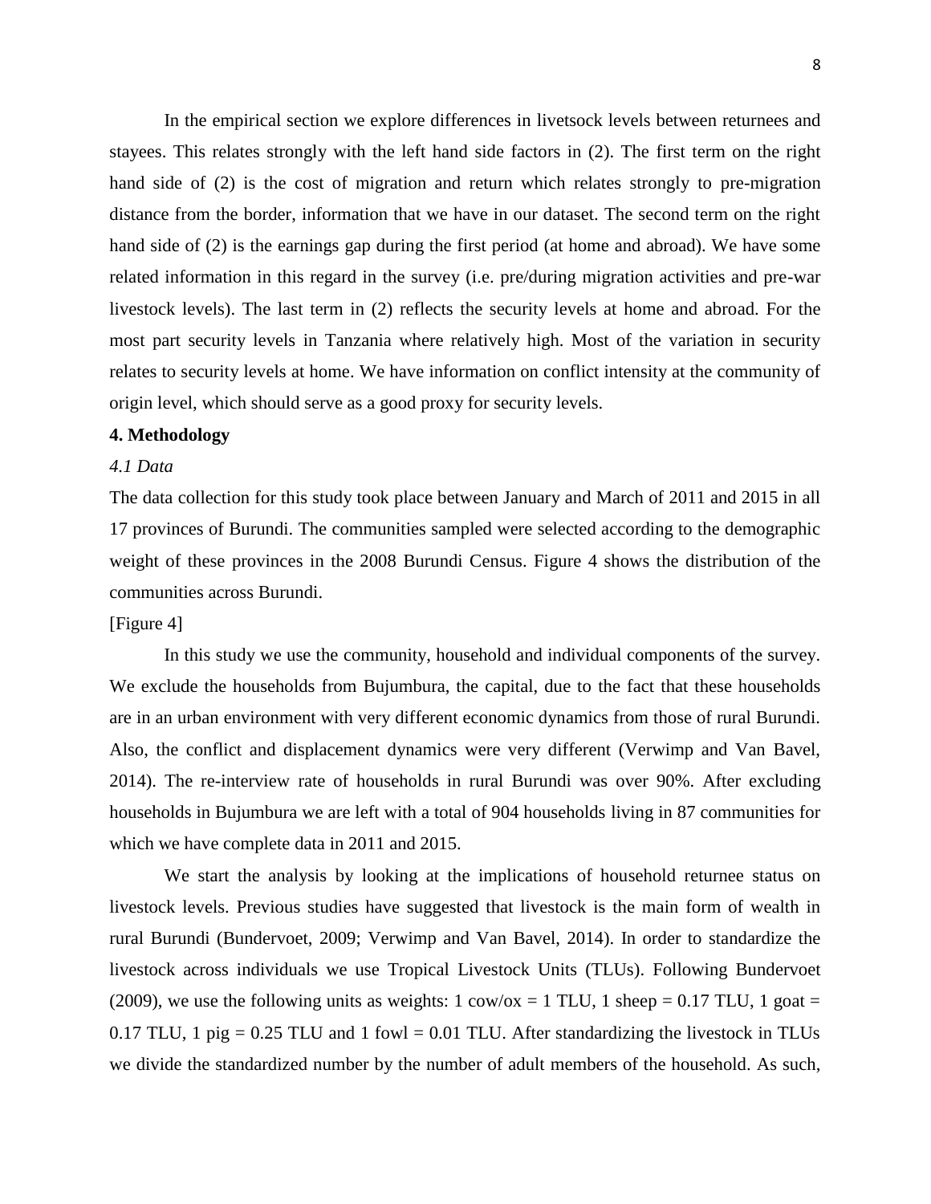In the empirical section we explore differences in livetsock levels between returnees and stayees. This relates strongly with the left hand side factors in (2). The first term on the right hand side of (2) is the cost of migration and return which relates strongly to pre-migration distance from the border, information that we have in our dataset. The second term on the right hand side of (2) is the earnings gap during the first period (at home and abroad). We have some related information in this regard in the survey (i.e. pre/during migration activities and pre-war livestock levels). The last term in (2) reflects the security levels at home and abroad. For the most part security levels in Tanzania where relatively high. Most of the variation in security relates to security levels at home. We have information on conflict intensity at the community of origin level, which should serve as a good proxy for security levels.

## 4. Methodology

### *4.1 Data*

The data collection for this study took place between January and March of 2011 and 2015 in all 17 provinces of Burundi. The communities sampled were selected according to the demographic weight of these provinces in the 2008 Burundi Census. Figure 4 shows the distribution of the communities across Burundi.

[Figure 4]

In this study we use the community, household and individual components of the survey. We exclude the households from Bujumbura, the capital, due to the fact that these households are in an urban environment with very different economic dynamics from those of rural Burundi. Also, the conflict and displacement dynamics were very different (Verwimp and Van Bavel, 2014). The re-interview rate of households in rural Burundi was over 90%. After excluding households in Bujumbura we are left with a total of 904 households living in 87 communities for which we have complete data in 2011 and 2015.

We start the analysis by looking at the implications of household returnee status on livestock levels. Previous studies have suggested that livestock is the main form of wealth in rural Burundi (Bundervoet, 2009; Verwimp and Van Bavel, 2014). In order to standardize the livestock across individuals we use Tropical Livestock Units (TLUs). Following Bundervoet (2009), we use the following units as weights: 1 cow/ox = 1 TLU, 1 sheep = 0.17 TLU, 1 goat = 0.17 TLU, 1 pig = 0.25 TLU and 1 fowl = 0.01 TLU. After standardizing the livestock in TLUs we divide the standardized number by the number of adult members of the household. As such,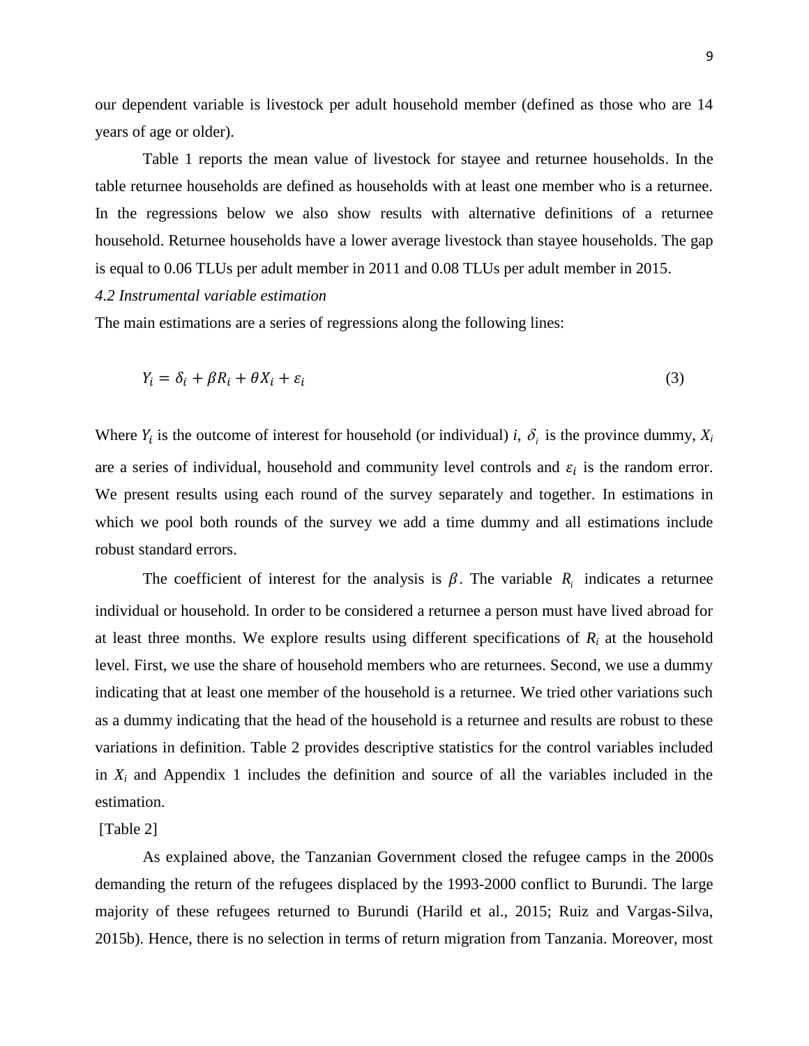our dependent variable is livestock per adult household member (defined as those who are 14 years of age or older).

Table 1 reports the mean value of livestock for stayee and returnee households. In the table returnee households are defined as households with at least one member who is a returnee. In the regressions below we also show results with alternative definitions of a returnee household. Returnee households have a lower average livestock than stayee households. The gap is equal to 0.06 TLUs per adult member in 2011 and 0.08 TLUs per adult member in 2015.

*4.2 Instrumental variable estimation*

The main estimations are a series of regressions along the following lines:

$$Y_i = \delta_i + \beta R_i + \theta X_i + \varepsilon_i \tag{3}$$

Where $Y_i$ is the outcome of interest for household (or individual) $i$, $\delta_i$ is the province dummy, $X_i$ are a series of individual, household and community level controls and $\varepsilon_i$ is the random error. We present results using each round of the survey separately and together. In estimations in which we pool both rounds of the survey we add a time dummy and all estimations include robust standard errors.

The coefficient of interest for the analysis is $\beta$. The variable $R_i$ indicates a returnee individual or household. In order to be considered a returnee a person must have lived abroad for at least three months. We explore results using different specifications of $R_i$ at the household level. First, we use the share of household members who are returnees. Second, we use a dummy indicating that at least one member of the household is a returnee. We tried other variations such as a dummy indicating that the head of the household is a returnee and results are robust to these variations in definition. Table 2 provides descriptive statistics for the control variables included in $X_i$ and Appendix 1 includes the definition and source of all the variables included in the estimation.

[Table 2]

As explained above, the Tanzanian Government closed the refugee camps in the 2000s demanding the return of the refugees displaced by the 1993-2000 conflict to Burundi. The large majority of these refugees returned to Burundi (Harild et al., 2015; Ruiz and Vargas-Silva, 2015b). Hence, there is no selection in terms of return migration from Tanzania. Moreover, most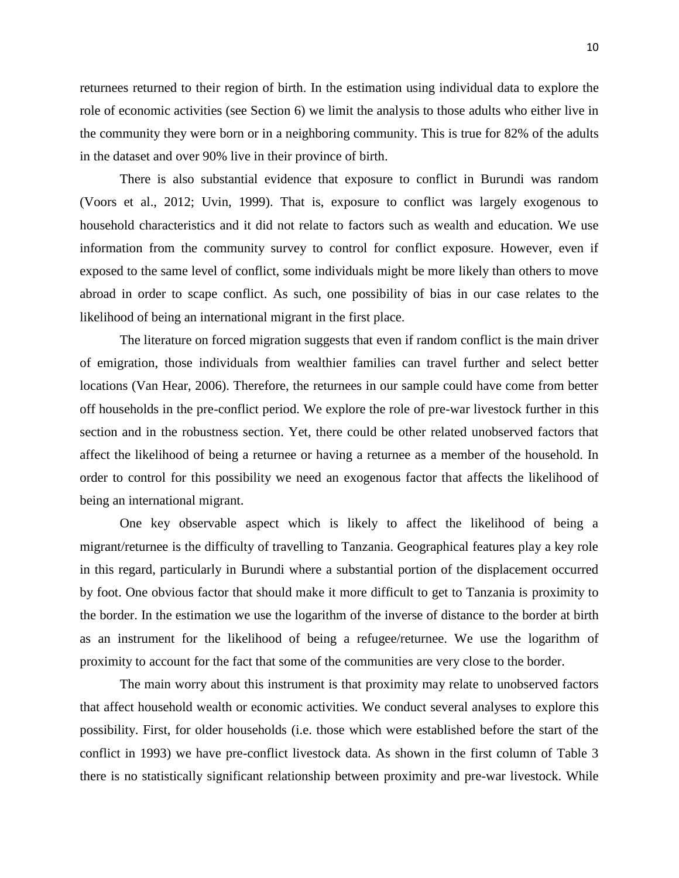returnees returned to their region of birth. In the estimation using individual data to explore the role of economic activities (see Section 6) we limit the analysis to those adults who either live in the community they were born or in a neighboring community. This is true for 82% of the adults in the dataset and over 90% live in their province of birth.

There is also substantial evidence that exposure to conflict in Burundi was random (Voors et al., 2012; Uvin, 1999). That is, exposure to conflict was largely exogenous to household characteristics and it did not relate to factors such as wealth and education. We use information from the community survey to control for conflict exposure. However, even if exposed to the same level of conflict, some individuals might be more likely than others to move abroad in order to scape conflict. As such, one possibility of bias in our case relates to the likelihood of being an international migrant in the first place.

The literature on forced migration suggests that even if random conflict is the main driver of emigration, those individuals from wealthier families can travel further and select better locations (Van Hear, 2006). Therefore, the returnees in our sample could have come from better off households in the pre-conflict period. We explore the role of pre-war livestock further in this section and in the robustness section. Yet, there could be other related unobserved factors that affect the likelihood of being a returnee or having a returnee as a member of the household. In order to control for this possibility we need an exogenous factor that affects the likelihood of being an international migrant.

One key observable aspect which is likely to affect the likelihood of being a migrant/returnee is the difficulty of travelling to Tanzania. Geographical features play a key role in this regard, particularly in Burundi where a substantial portion of the displacement occurred by foot. One obvious factor that should make it more difficult to get to Tanzania is proximity to the border. In the estimation we use the logarithm of the inverse of distance to the border at birth as an instrument for the likelihood of being a refugee/returnee. We use the logarithm of proximity to account for the fact that some of the communities are very close to the border.

The main worry about this instrument is that proximity may relate to unobserved factors that affect household wealth or economic activities. We conduct several analyses to explore this possibility. First, for older households (i.e. those which were established before the start of the conflict in 1993) we have pre-conflict livestock data. As shown in the first column of Table 3 there is no statistically significant relationship between proximity and pre-war livestock. While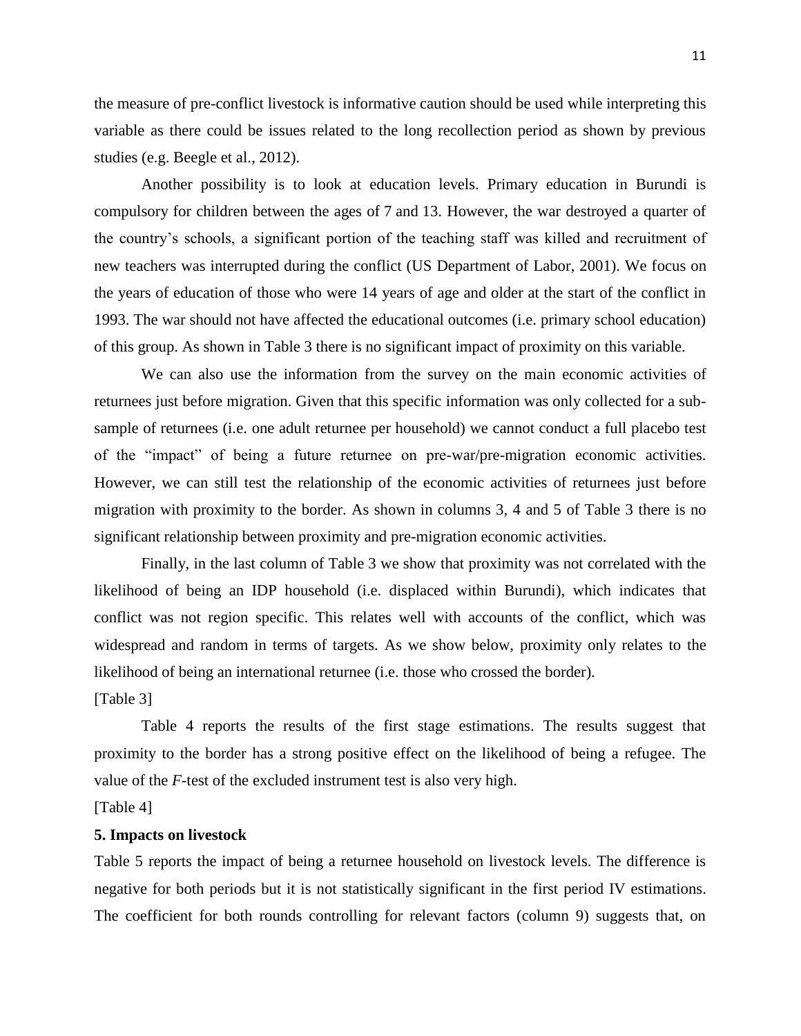the measure of pre-conflict livestock is informative caution should be used while interpreting this variable as there could be issues related to the long recollection period as shown by previous studies (e.g. Beegle et al., 2012).

Another possibility is to look at education levels. Primary education in Burundi is compulsory for children between the ages of 7 and 13. However, the war destroyed a quarter of the country's schools, a significant portion of the teaching staff was killed and recruitment of new teachers was interrupted during the conflict (US Department of Labor, 2001). We focus on the years of education of those who were 14 years of age and older at the start of the conflict in 1993. The war should not have affected the educational outcomes (i.e. primary school education) of this group. As shown in Table 3 there is no significant impact of proximity on this variable.

We can also use the information from the survey on the main economic activities of returnees just before migration. Given that this specific information was only collected for a sub-sample of returnees (i.e. one adult returnee per household) we cannot conduct a full placebo test of the "impact" of being a future returnee on pre-war/pre-migration economic activities. However, we can still test the relationship of the economic activities of returnees just before migration with proximity to the border. As shown in columns 3, 4 and 5 of Table 3 there is no significant relationship between proximity and pre-migration economic activities.

Finally, in the last column of Table 3 we show that proximity was not correlated with the likelihood of being an IDP household (i.e. displaced within Burundi), which indicates that conflict was not region specific. This relates well with accounts of the conflict, which was widespread and random in terms of targets. As we show below, proximity only relates to the likelihood of being an international returnee (i.e. those who crossed the border).

[Table 3]

Table 4 reports the results of the first stage estimations. The results suggest that proximity to the border has a strong positive effect on the likelihood of being a refugee. The value of the *F*-test of the excluded instrument test is also very high.

[Table 4]

**5. Impacts on livestock**

Table 5 reports the impact of being a returnee household on livestock levels. The difference is negative for both periods but it is not statistically significant in the first period IV estimations. The coefficient for both rounds controlling for relevant factors (column 9) suggests that, on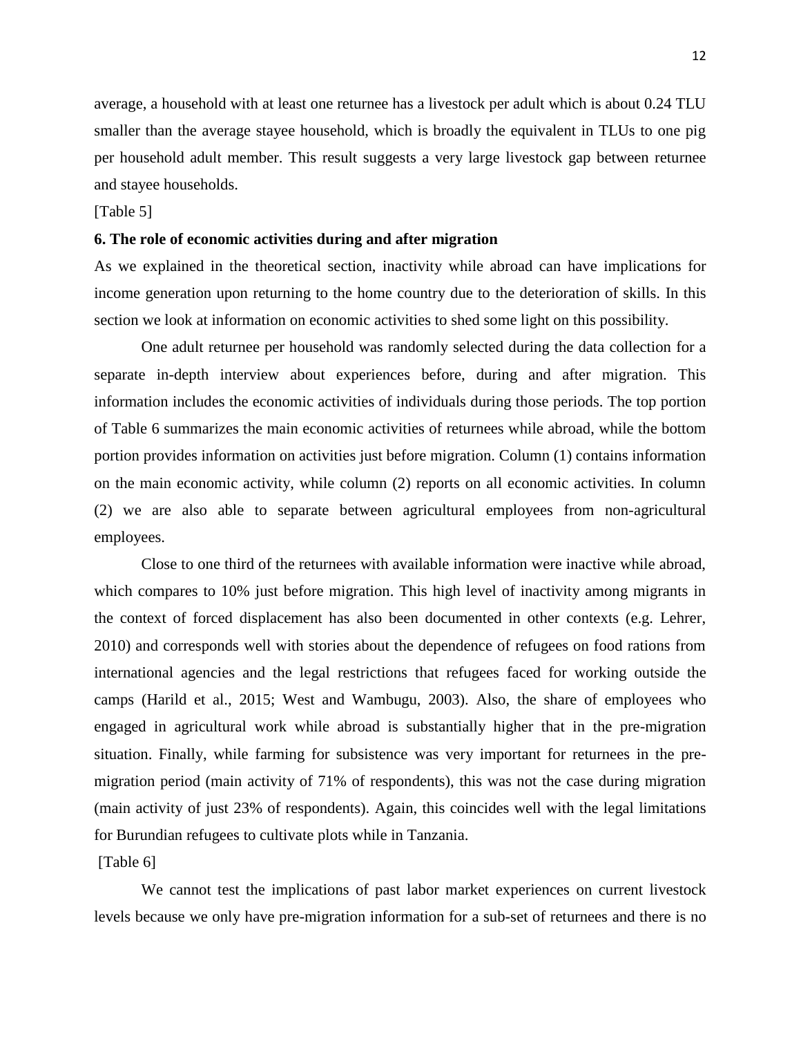average, a household with at least one returnee has a livestock per adult which is about 0.24 TLU smaller than the average stayee household, which is broadly the equivalent in TLUs to one pig per household adult member. This result suggests a very large livestock gap between returnee and stayee households.

[Table 5]

## 6. The role of economic activities during and after migration

As we explained in the theoretical section, inactivity while abroad can have implications for income generation upon returning to the home country due to the deterioration of skills. In this section we look at information on economic activities to shed some light on this possibility.

One adult returnee per household was randomly selected during the data collection for a separate in-depth interview about experiences before, during and after migration. This information includes the economic activities of individuals during those periods. The top portion of Table 6 summarizes the main economic activities of returnees while abroad, while the bottom portion provides information on activities just before migration. Column (1) contains information on the main economic activity, while column (2) reports on all economic activities. In column (2) we are also able to separate between agricultural employees from non-agricultural employees.

Close to one third of the returnees with available information were inactive while abroad, which compares to 10% just before migration. This high level of inactivity among migrants in the context of forced displacement has also been documented in other contexts (e.g. Lehrer, 2010) and corresponds well with stories about the dependence of refugees on food rations from international agencies and the legal restrictions that refugees faced for working outside the camps (Harild et al., 2015; West and Wambugu, 2003). Also, the share of employees who engaged in agricultural work while abroad is substantially higher that in the pre-migration situation. Finally, while farming for subsistence was very important for returnees in the pre-migration period (main activity of 71% of respondents), this was not the case during migration (main activity of just 23% of respondents). Again, this coincides well with the legal limitations for Burundian refugees to cultivate plots while in Tanzania.

[Table 6]

We cannot test the implications of past labor market experiences on current livestock levels because we only have pre-migration information for a sub-set of returnees and there is no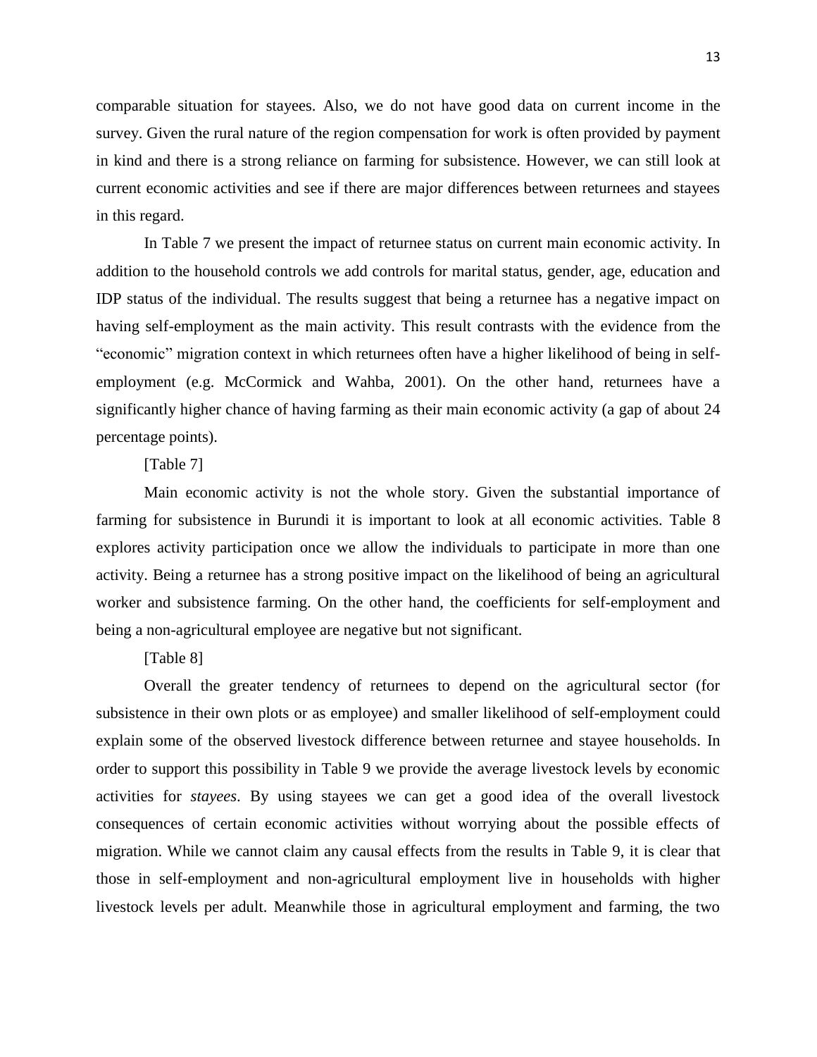comparable situation for stayees. Also, we do not have good data on current income in the survey. Given the rural nature of the region compensation for work is often provided by payment in kind and there is a strong reliance on farming for subsistence. However, we can still look at current economic activities and see if there are major differences between returnees and stayees in this regard.

In Table 7 we present the impact of returnee status on current main economic activity. In addition to the household controls we add controls for marital status, gender, age, education and IDP status of the individual. The results suggest that being a returnee has a negative impact on having self-employment as the main activity. This result contrasts with the evidence from the "economic" migration context in which returnees often have a higher likelihood of being in self-employment (e.g. McCormick and Wahba, 2001). On the other hand, returnees have a significantly higher chance of having farming as their main economic activity (a gap of about 24 percentage points).

[Table 7]

Main economic activity is not the whole story. Given the substantial importance of farming for subsistence in Burundi it is important to look at all economic activities. Table 8 explores activity participation once we allow the individuals to participate in more than one activity. Being a returnee has a strong positive impact on the likelihood of being an agricultural worker and subsistence farming. On the other hand, the coefficients for self-employment and being a non-agricultural employee are negative but not significant.

[Table 8]

Overall the greater tendency of returnees to depend on the agricultural sector (for subsistence in their own plots or as employee) and smaller likelihood of self-employment could explain some of the observed livestock difference between returnee and stayee households. In order to support this possibility in Table 9 we provide the average livestock levels by economic activities for *stayees*. By using stayees we can get a good idea of the overall livestock consequences of certain economic activities without worrying about the possible effects of migration. While we cannot claim any causal effects from the results in Table 9, it is clear that those in self-employment and non-agricultural employment live in households with higher livestock levels per adult. Meanwhile those in agricultural employment and farming, the two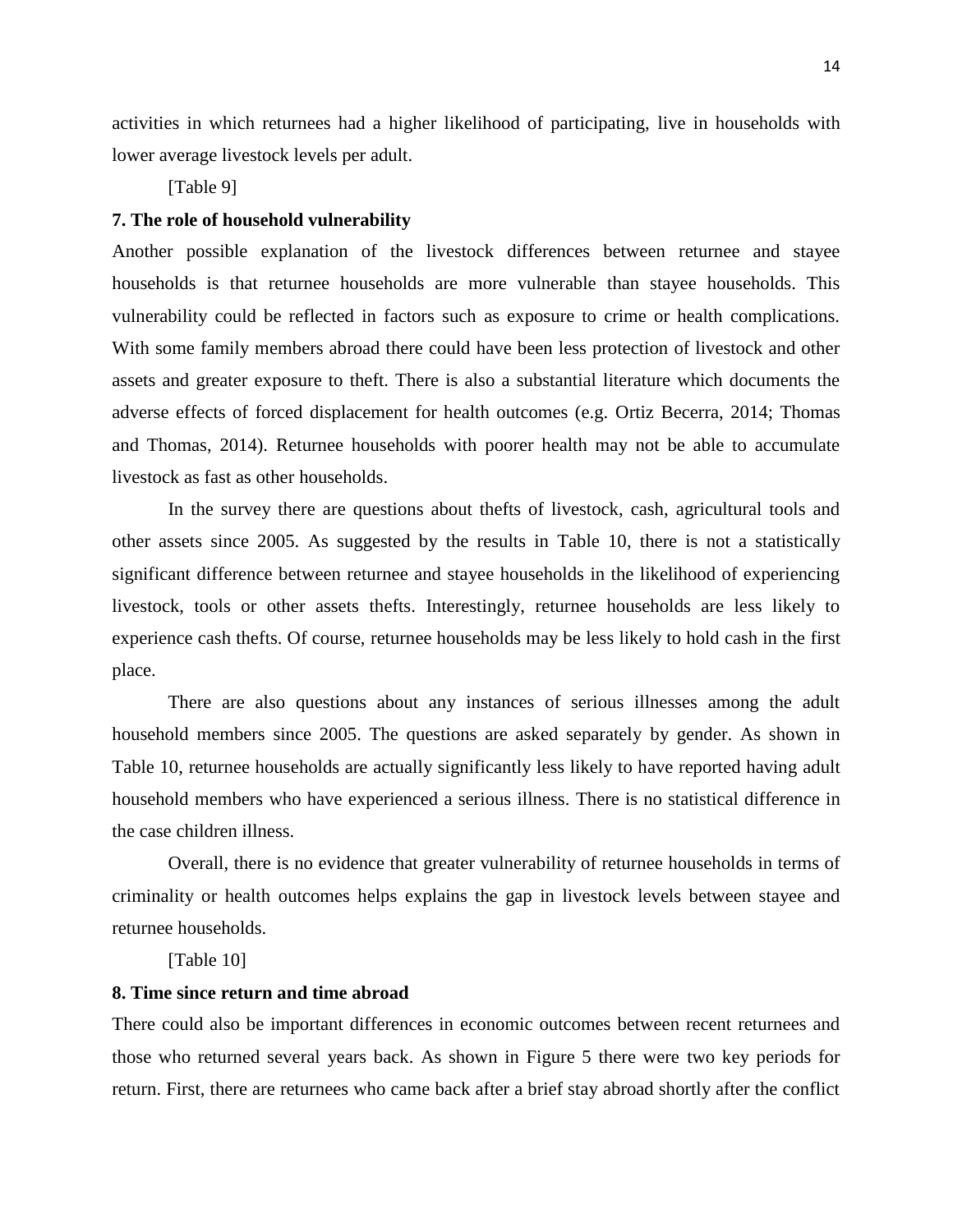activities in which returnees had a higher likelihood of participating, live in households with lower average livestock levels per adult.

[Table 9]

## 7. The role of household vulnerability

Another possible explanation of the livestock differences between returnee and stayee households is that returnee households are more vulnerable than stayee households. This vulnerability could be reflected in factors such as exposure to crime or health complications. With some family members abroad there could have been less protection of livestock and other assets and greater exposure to theft. There is also a substantial literature which documents the adverse effects of forced displacement for health outcomes (e.g. Ortiz Becerra, 2014; Thomas and Thomas, 2014). Returnee households with poorer health may not be able to accumulate livestock as fast as other households.

In the survey there are questions about thefts of livestock, cash, agricultural tools and other assets since 2005. As suggested by the results in Table 10, there is not a statistically significant difference between returnee and stayee households in the likelihood of experiencing livestock, tools or other assets thefts. Interestingly, returnee households are less likely to experience cash thefts. Of course, returnee households may be less likely to hold cash in the first place.

There are also questions about any instances of serious illnesses among the adult household members since 2005. The questions are asked separately by gender. As shown in Table 10, returnee households are actually significantly less likely to have reported having adult household members who have experienced a serious illness. There is no statistical difference in the case children illness.

Overall, there is no evidence that greater vulnerability of returnee households in terms of criminality or health outcomes helps explains the gap in livestock levels between stayee and returnee households.

[Table 10]

## 8. Time since return and time abroad

There could also be important differences in economic outcomes between recent returnees and those who returned several years back. As shown in Figure 5 there were two key periods for return. First, there are returnees who came back after a brief stay abroad shortly after the conflict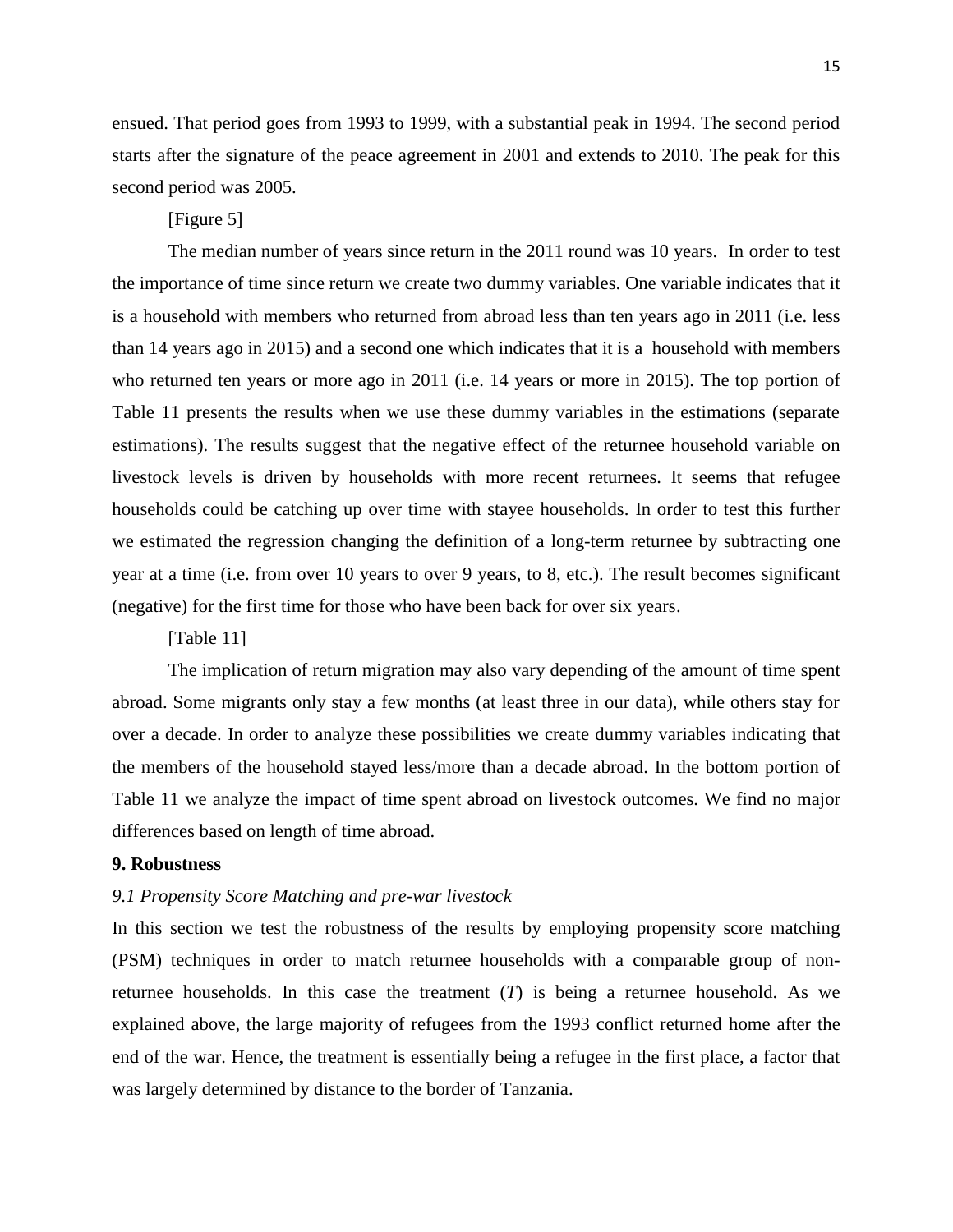ensued. That period goes from 1993 to 1999, with a substantial peak in 1994. The second period starts after the signature of the peace agreement in 2001 and extends to 2010. The peak for this second period was 2005.

[Figure 5]

The median number of years since return in the 2011 round was 10 years. In order to test the importance of time since return we create two dummy variables. One variable indicates that it is a household with members who returned from abroad less than ten years ago in 2011 (i.e. less than 14 years ago in 2015) and a second one which indicates that it is a household with members who returned ten years or more ago in 2011 (i.e. 14 years or more in 2015). The top portion of Table 11 presents the results when we use these dummy variables in the estimations (separate estimations). The results suggest that the negative effect of the returnee household variable on livestock levels is driven by households with more recent returnees. It seems that refugee households could be catching up over time with stayee households. In order to test this further we estimated the regression changing the definition of a long-term returnee by subtracting one year at a time (i.e. from over 10 years to over 9 years, to 8, etc.). The result becomes significant (negative) for the first time for those who have been back for over six years.

[Table 11]

The implication of return migration may also vary depending of the amount of time spent abroad. Some migrants only stay a few months (at least three in our data), while others stay for over a decade. In order to analyze these possibilities we create dummy variables indicating that the members of the household stayed less/more than a decade abroad. In the bottom portion of Table 11 we analyze the impact of time spent abroad on livestock outcomes. We find no major differences based on length of time abroad.

## 9. Robustness

### *9.1 Propensity Score Matching and pre-war livestock*

In this section we test the robustness of the results by employing propensity score matching (PSM) techniques in order to match returnee households with a comparable group of non-returnee households. In this case the treatment ($T$) is being a returnee household. As we explained above, the large majority of refugees from the 1993 conflict returned home after the end of the war. Hence, the treatment is essentially being a refugee in the first place, a factor that was largely determined by distance to the border of Tanzania.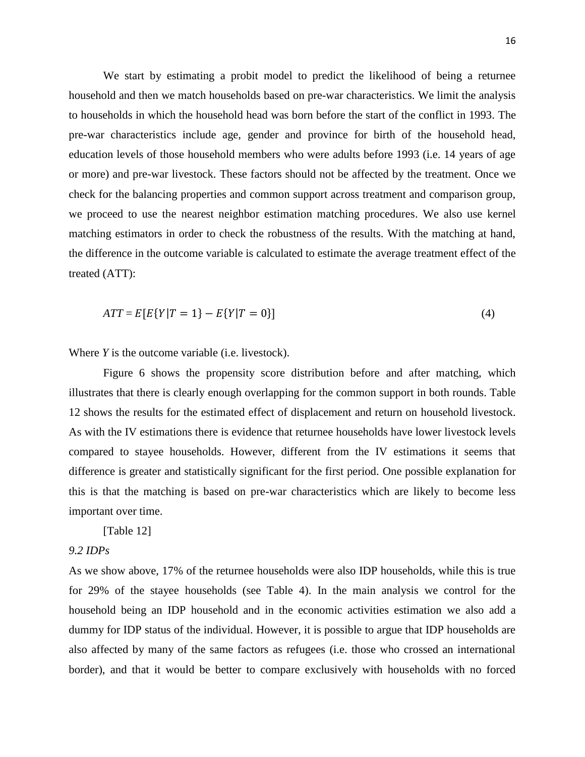We start by estimating a probit model to predict the likelihood of being a returnee household and then we match households based on pre-war characteristics. We limit the analysis to households in which the household head was born before the start of the conflict in 1993. The pre-war characteristics include age, gender and province for birth of the household head, education levels of those household members who were adults before 1993 (i.e. 14 years of age or more) and pre-war livestock. These factors should not be affected by the treatment. Once we check for the balancing properties and common support across treatment and comparison group, we proceed to use the nearest neighbor estimation matching procedures. We also use kernel matching estimators in order to check the robustness of the results. With the matching at hand, the difference in the outcome variable is calculated to estimate the average treatment effect of the treated (ATT):

$$ATT = E[E\{Y|T = 1\} - E\{Y|T = 0\}] \tag{4}$$

Where *Y* is the outcome variable (i.e. livestock).

Figure 6 shows the propensity score distribution before and after matching, which illustrates that there is clearly enough overlapping for the common support in both rounds. Table 12 shows the results for the estimated effect of displacement and return on household livestock. As with the IV estimations there is evidence that returnee households have lower livestock levels compared to stayee households. However, different from the IV estimations it seems that difference is greater and statistically significant for the first period. One possible explanation for this is that the matching is based on pre-war characteristics which are likely to become less important over time.

[Table 12]

*9.2 IDPs*

As we show above, 17% of the returnee households were also IDP households, while this is true for 29% of the stayee households (see Table 4). In the main analysis we control for the household being an IDP household and in the economic activities estimation we also add a dummy for IDP status of the individual. However, it is possible to argue that IDP households are also affected by many of the same factors as refugees (i.e. those who crossed an international border), and that it would be better to compare exclusively with households with no forced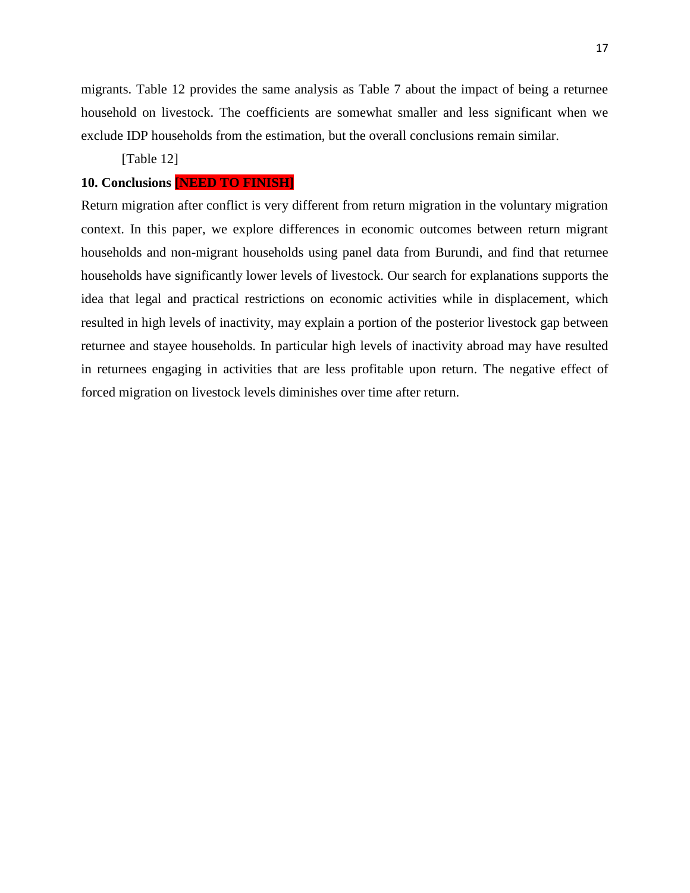migrants. Table 12 provides the same analysis as Table 7 about the impact of being a returnee household on livestock. The coefficients are somewhat smaller and less significant when we exclude IDP households from the estimation, but the overall conclusions remain similar.

[Table 12]

## 10. Conclusions [NEED TO FINISH]

Return migration after conflict is very different from return migration in the voluntary migration context. In this paper, we explore differences in economic outcomes between return migrant households and non-migrant households using panel data from Burundi, and find that returnee households have significantly lower levels of livestock. Our search for explanations supports the idea that legal and practical restrictions on economic activities while in displacement, which resulted in high levels of inactivity, may explain a portion of the posterior livestock gap between returnee and stayee households. In particular high levels of inactivity abroad may have resulted in returnees engaging in activities that are less profitable upon return. The negative effect of forced migration on livestock levels diminishes over time after return.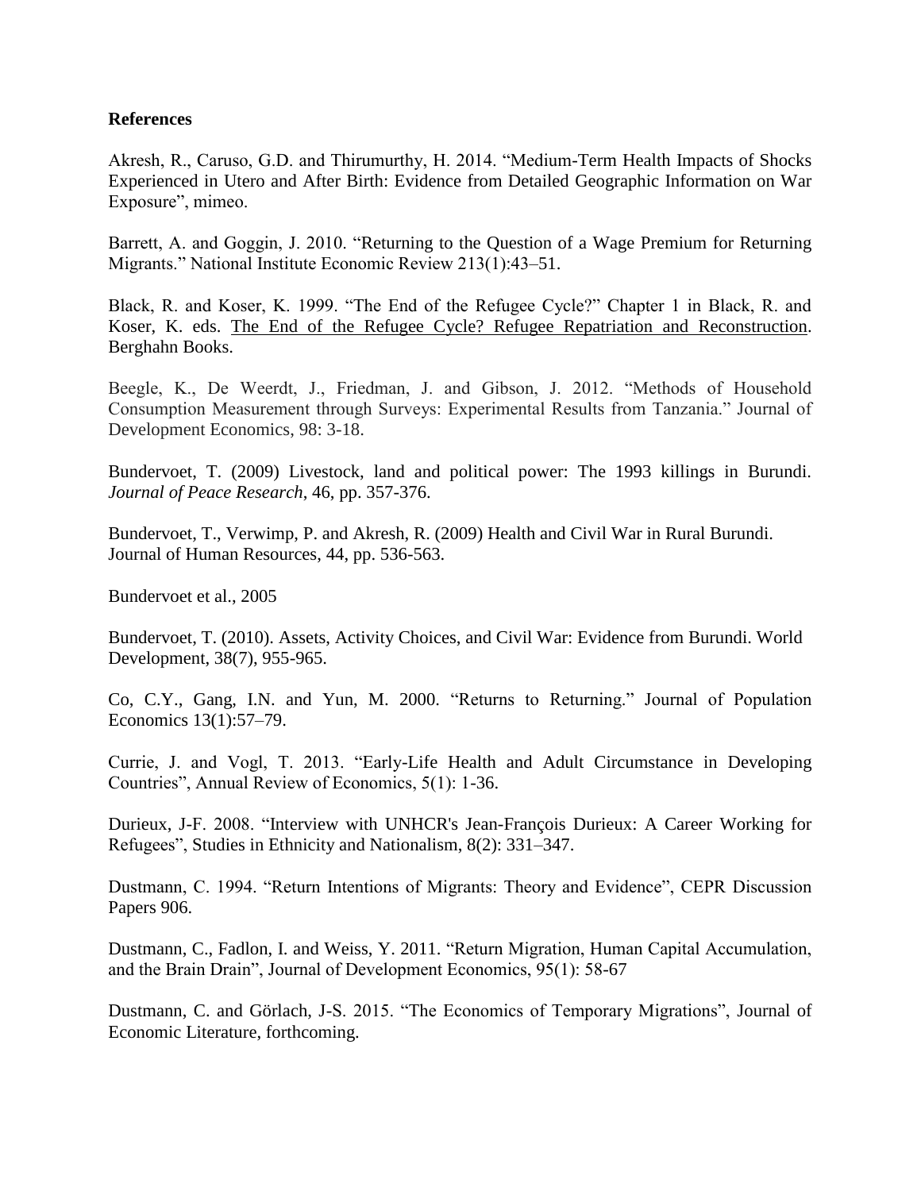**References**

Akresh, R., Caruso, G.D. and Thirumurthy, H. 2014. "Medium-Term Health Impacts of Shocks Experienced in Utero and After Birth: Evidence from Detailed Geographic Information on War Exposure", mimeo.

Barrett, A. and Goggin, J. 2010. "Returning to the Question of a Wage Premium for Returning Migrants." National Institute Economic Review 213(1):43–51.

Black, R. and Koser, K. 1999. "The End of the Refugee Cycle?" Chapter 1 in Black, R. and Koser, K. eds. The End of the Refugee Cycle? Refugee Repatriation and Reconstruction. Berghahn Books.

Beegle, K., De Weerdt, J., Friedman, J. and Gibson, J. 2012. "Methods of Household Consumption Measurement through Surveys: Experimental Results from Tanzania." Journal of Development Economics, 98: 3-18.

Bundervoet, T. (2009) Livestock, land and political power: The 1993 killings in Burundi. *Journal of Peace Research*, 46, pp. 357-376.

Bundervoet, T., Verwimp, P. and Akresh, R. (2009) Health and Civil War in Rural Burundi. Journal of Human Resources, 44, pp. 536-563.

Bundervoet et al., 2005

Bundervoet, T. (2010). Assets, Activity Choices, and Civil War: Evidence from Burundi. World Development, 38(7), 955-965.

Co, C.Y., Gang, I.N. and Yun, M. 2000. "Returns to Returning." Journal of Population Economics 13(1):57–79.

Currie, J. and Vogl, T. 2013. "Early-Life Health and Adult Circumstance in Developing Countries", Annual Review of Economics, 5(1): 1-36.

Durieux, J-F. 2008. "Interview with UNHCR's Jean-François Durieux: A Career Working for Refugees", Studies in Ethnicity and Nationalism, 8(2): 331–347.

Dustmann, C. 1994. "Return Intentions of Migrants: Theory and Evidence", CEPR Discussion Papers 906.

Dustmann, C., Fadlon, I. and Weiss, Y. 2011. "Return Migration, Human Capital Accumulation, and the Brain Drain", Journal of Development Economics, 95(1): 58-67

Dustmann, C. and Görlach, J-S. 2015. "The Economics of Temporary Migrations", Journal of Economic Literature, forthcoming.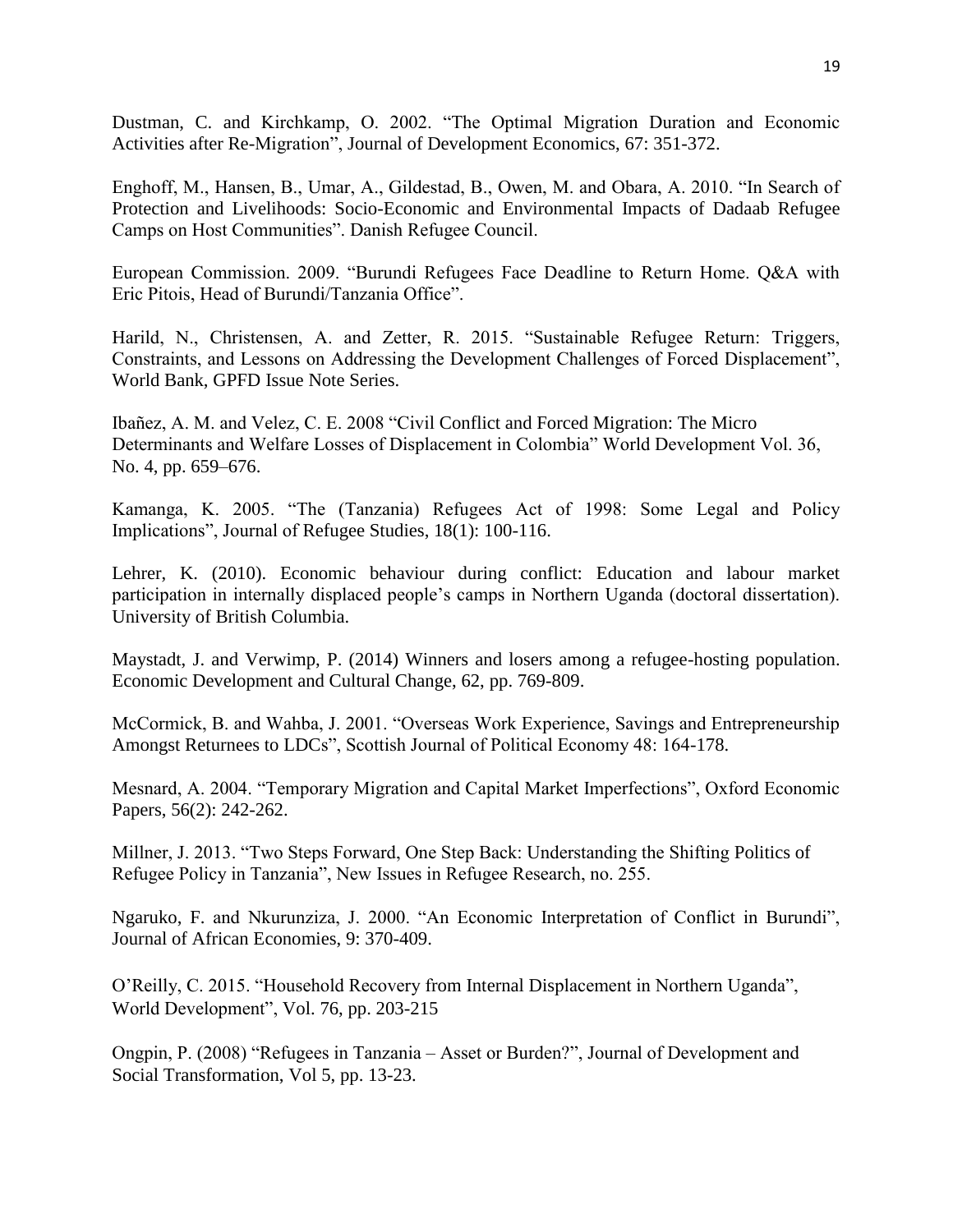Dustman, C. and Kirchkamp, O. 2002. "The Optimal Migration Duration and Economic Activities after Re-Migration", Journal of Development Economics, 67: 351-372.

Enghoff, M., Hansen, B., Umar, A., Gildestad, B., Owen, M. and Obara, A. 2010. "In Search of Protection and Livelihoods: Socio-Economic and Environmental Impacts of Dadaab Refugee Camps on Host Communities". Danish Refugee Council.

European Commission. 2009. "Burundi Refugees Face Deadline to Return Home. Q&A with Eric Pitois, Head of Burundi/Tanzania Office".

Harild, N., Christensen, A. and Zetter, R. 2015. "Sustainable Refugee Return: Triggers, Constraints, and Lessons on Addressing the Development Challenges of Forced Displacement", World Bank, GPFD Issue Note Series.

Ibañez, A. M. and Velez, C. E. 2008 "Civil Conflict and Forced Migration: The Micro Determinants and Welfare Losses of Displacement in Colombia" World Development Vol. 36, No. 4, pp. 659–676.

Kamanga, K. 2005. "The (Tanzania) Refugees Act of 1998: Some Legal and Policy Implications", Journal of Refugee Studies, 18(1): 100-116.

Lehrer, K. (2010). Economic behaviour during conflict: Education and labour market participation in internally displaced people's camps in Northern Uganda (doctoral dissertation). University of British Columbia.

Maystadt, J. and Verwimp, P. (2014) Winners and losers among a refugee-hosting population. Economic Development and Cultural Change, 62, pp. 769-809.

McCormick, B. and Wahba, J. 2001. "Overseas Work Experience, Savings and Entrepreneurship Amongst Returnees to LDCs", Scottish Journal of Political Economy 48: 164-178.

Mesnard, A. 2004. "Temporary Migration and Capital Market Imperfections", Oxford Economic Papers, 56(2): 242-262.

Millner, J. 2013. "Two Steps Forward, One Step Back: Understanding the Shifting Politics of Refugee Policy in Tanzania", New Issues in Refugee Research, no. 255.

Ngaruko, F. and Nkurunziza, J. 2000. "An Economic Interpretation of Conflict in Burundi", Journal of African Economies, 9: 370-409.

O'Reilly, C. 2015. "Household Recovery from Internal Displacement in Northern Uganda", World Development", Vol. 76, pp. 203-215

Ongpin, P. (2008) "Refugees in Tanzania – Asset or Burden?", Journal of Development and Social Transformation, Vol 5, pp. 13-23.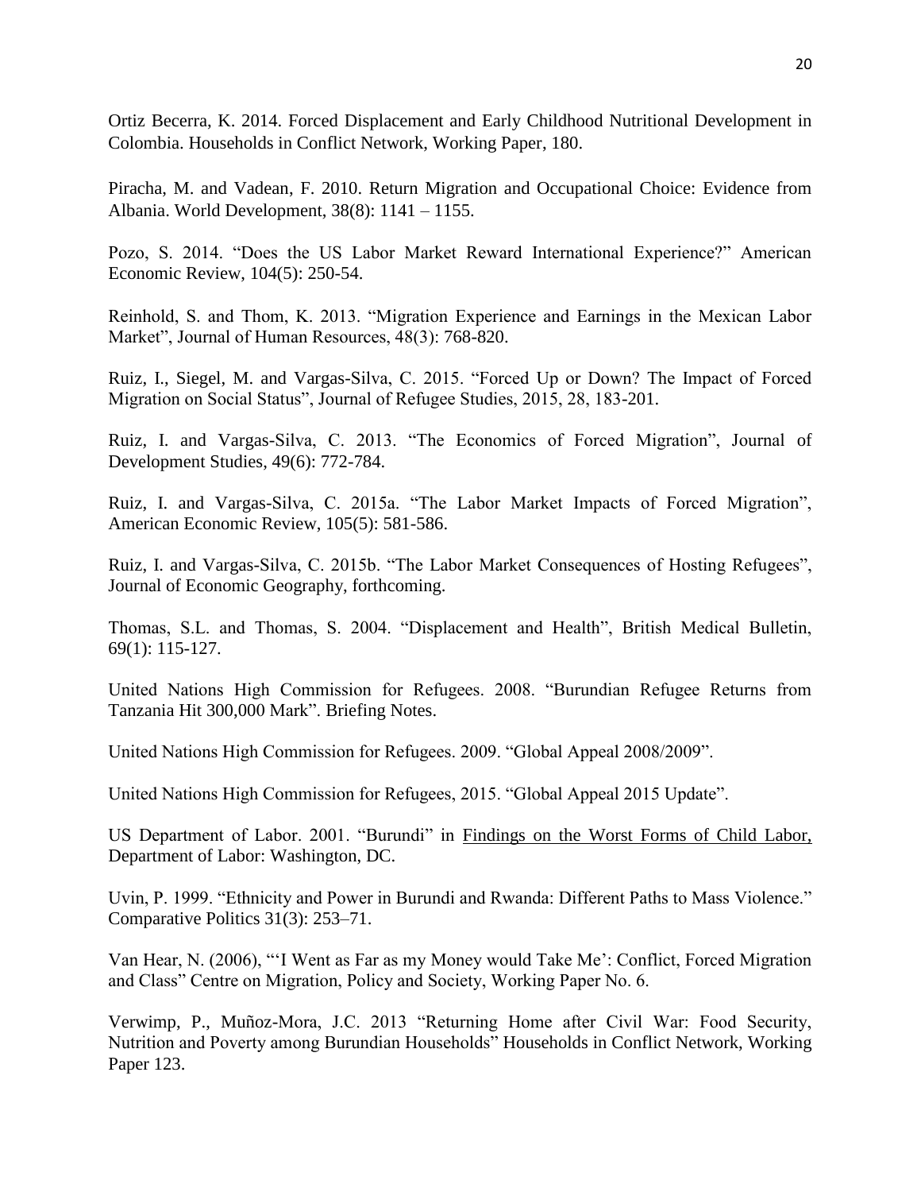Ortiz Becerra, K. 2014. Forced Displacement and Early Childhood Nutritional Development in Colombia. Households in Conflict Network, Working Paper, 180.

Piracha, M. and Vadean, F. 2010. Return Migration and Occupational Choice: Evidence from Albania. World Development, 38(8): 1141 – 1155.

Pozo, S. 2014. "Does the US Labor Market Reward International Experience?" American Economic Review, 104(5): 250-54.

Reinhold, S. and Thom, K. 2013. "Migration Experience and Earnings in the Mexican Labor Market", Journal of Human Resources, 48(3): 768-820.

Ruiz, I., Siegel, M. and Vargas-Silva, C. 2015. "Forced Up or Down? The Impact of Forced Migration on Social Status", Journal of Refugee Studies, 2015, 28, 183-201.

Ruiz, I. and Vargas-Silva, C. 2013. "The Economics of Forced Migration", Journal of Development Studies, 49(6): 772-784.

Ruiz, I. and Vargas-Silva, C. 2015a. "The Labor Market Impacts of Forced Migration", American Economic Review, 105(5): 581-586.

Ruiz, I. and Vargas-Silva, C. 2015b. "The Labor Market Consequences of Hosting Refugees", Journal of Economic Geography, forthcoming.

Thomas, S.L. and Thomas, S. 2004. "Displacement and Health", British Medical Bulletin, 69(1): 115-127.

United Nations High Commission for Refugees. 2008. "Burundian Refugee Returns from Tanzania Hit 300,000 Mark". Briefing Notes.

United Nations High Commission for Refugees. 2009. "Global Appeal 2008/2009".

United Nations High Commission for Refugees, 2015. "Global Appeal 2015 Update".

US Department of Labor. 2001. "Burundi" in Findings on the Worst Forms of Child Labor, Department of Labor: Washington, DC.

Uvin, P. 1999. "Ethnicity and Power in Burundi and Rwanda: Different Paths to Mass Violence." Comparative Politics 31(3): 253–71.

Van Hear, N. (2006), "'I Went as Far as my Money would Take Me': Conflict, Forced Migration and Class" Centre on Migration, Policy and Society, Working Paper No. 6.

Verwimp, P., Muñoz-Mora, J.C. 2013 "Returning Home after Civil War: Food Security, Nutrition and Poverty among Burundian Households" Households in Conflict Network, Working Paper 123.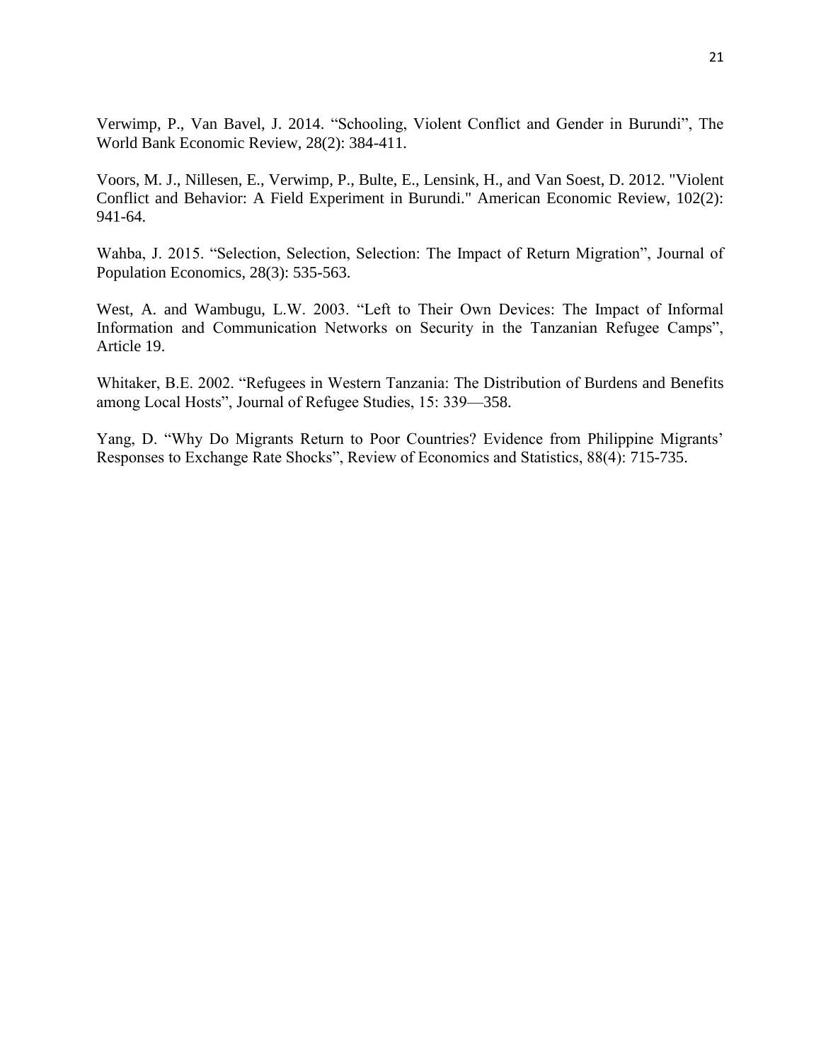Verwimp, P., Van Bavel, J. 2014. "Schooling, Violent Conflict and Gender in Burundi", The World Bank Economic Review, 28(2): 384-411.

Voors, M. J., Nillesen, E., Verwimp, P., Bulte, E., Lensink, H., and Van Soest, D. 2012. "Violent Conflict and Behavior: A Field Experiment in Burundi." American Economic Review, 102(2): 941-64.

Wahba, J. 2015. "Selection, Selection, Selection: The Impact of Return Migration", Journal of Population Economics, 28(3): 535-563.

West, A. and Wambugu, L.W. 2003. "Left to Their Own Devices: The Impact of Informal Information and Communication Networks on Security in the Tanzanian Refugee Camps", Article 19.

Whitaker, B.E. 2002. "Refugees in Western Tanzania: The Distribution of Burdens and Benefits among Local Hosts", Journal of Refugee Studies, 15: 339—358.

Yang, D. "Why Do Migrants Return to Poor Countries? Evidence from Philippine Migrants' Responses to Exchange Rate Shocks", Review of Economics and Statistics, 88(4): 715-735.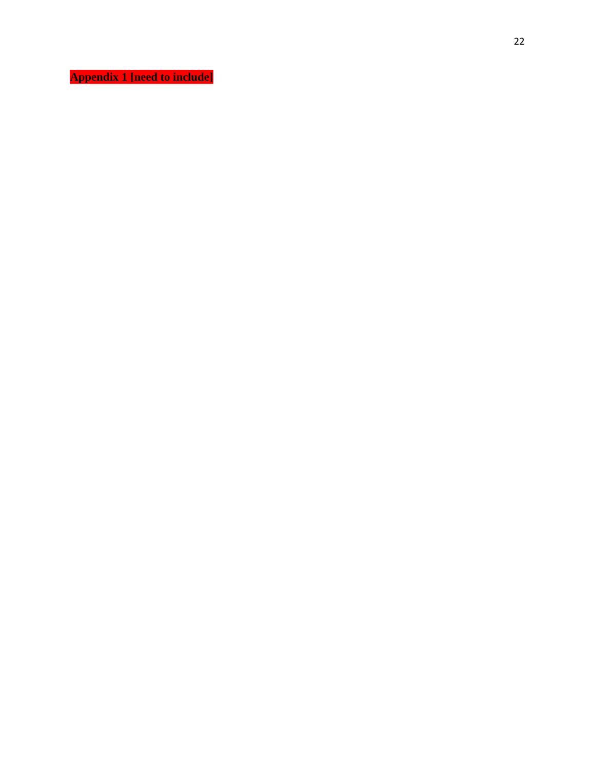**Appendix 1 [need to include]**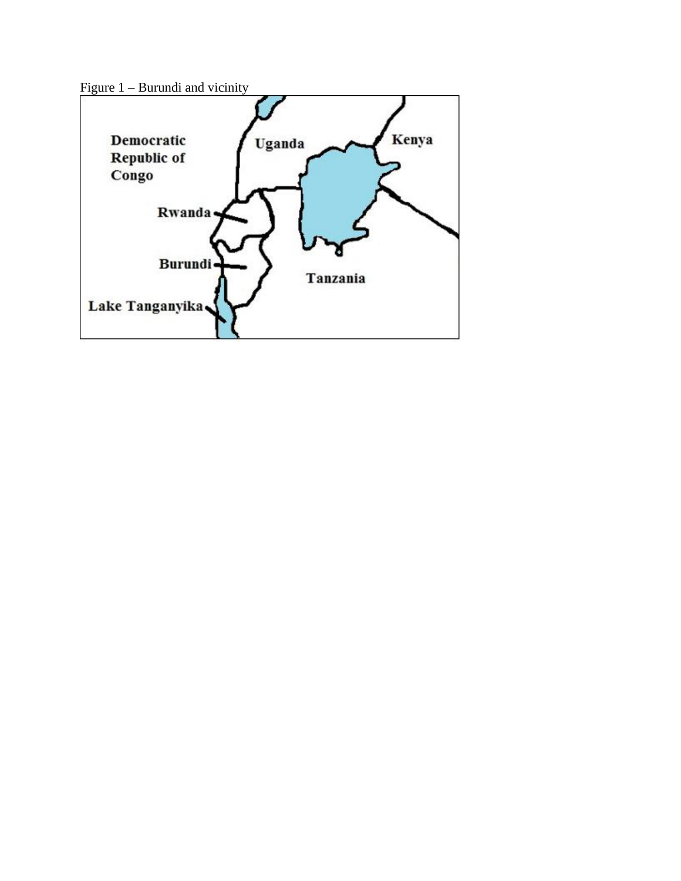Figure 1 – Burundi and vicinity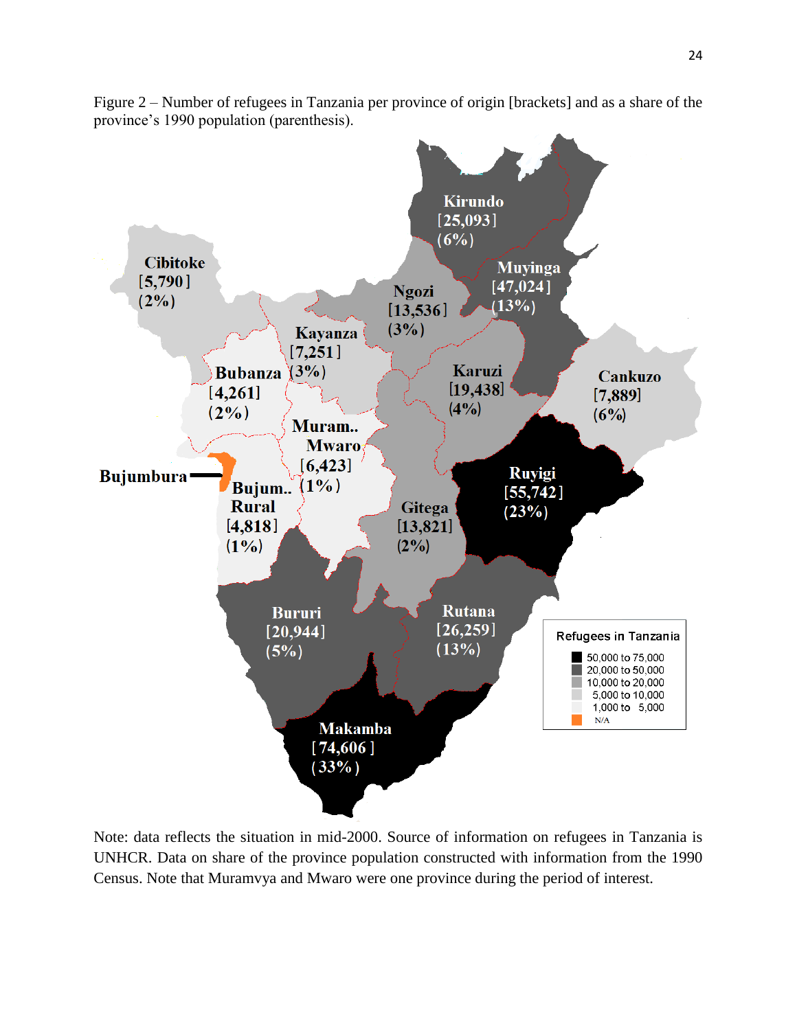Figure 2 – Number of refugees in Tanzania per province of origin [brackets] and as a share of the province's 1990 population (parenthesis).

Note: data reflects the situation in mid-2000. Source of information on refugees in Tanzania is UNHCR. Data on share of the province population constructed with information from the 1990 Census. Note that Muramvya and Mwaro were one province during the period of interest.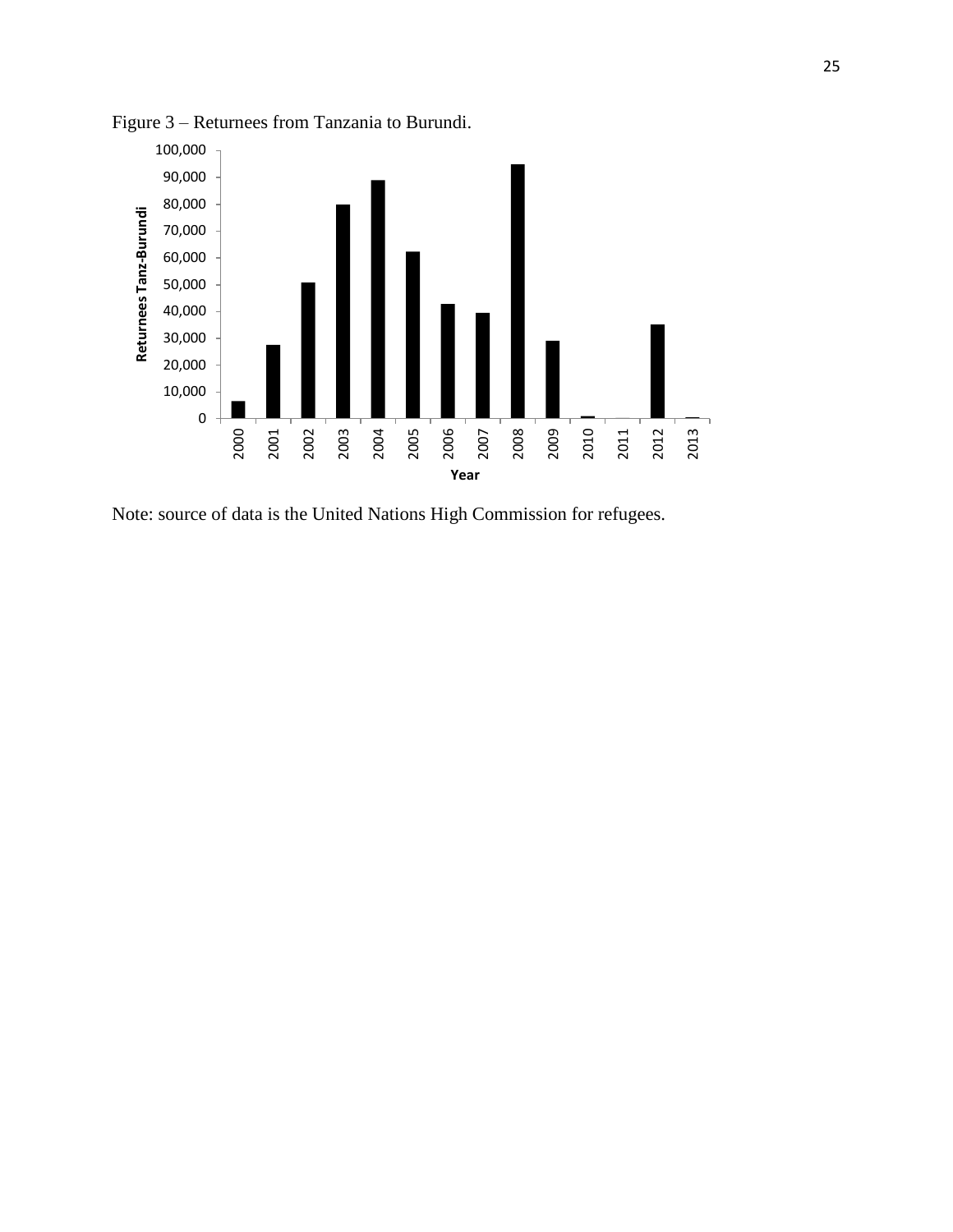Figure 3 – Returnees from Tanzania to Burundi.

Note: source of data is the United Nations High Commission for refugees.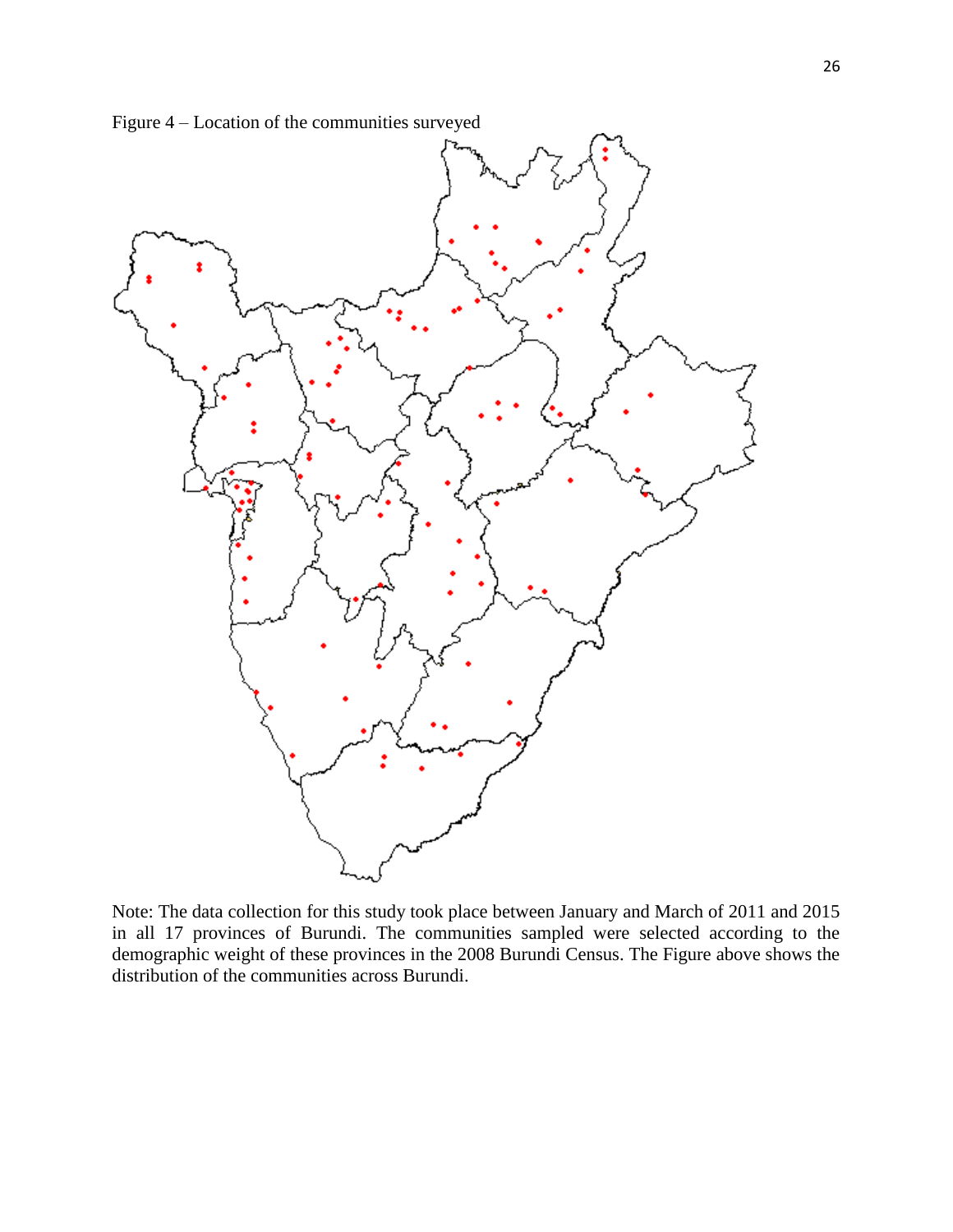Figure 4 – Location of the communities surveyed

Note: The data collection for this study took place between January and March of 2011 and 2015 in all 17 provinces of Burundi. The communities sampled were selected according to the demographic weight of these provinces in the 2008 Burundi Census. The Figure above shows the distribution of the communities across Burundi.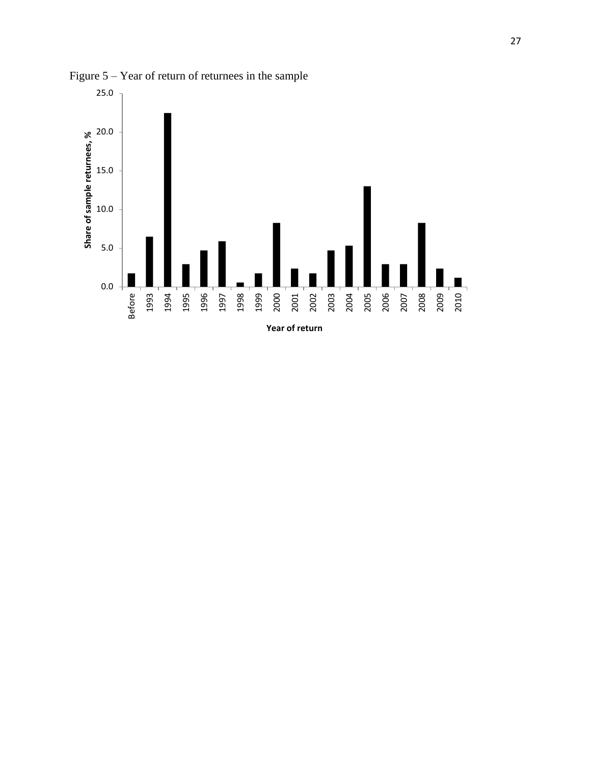Figure 5 – Year of return of returnees in the sample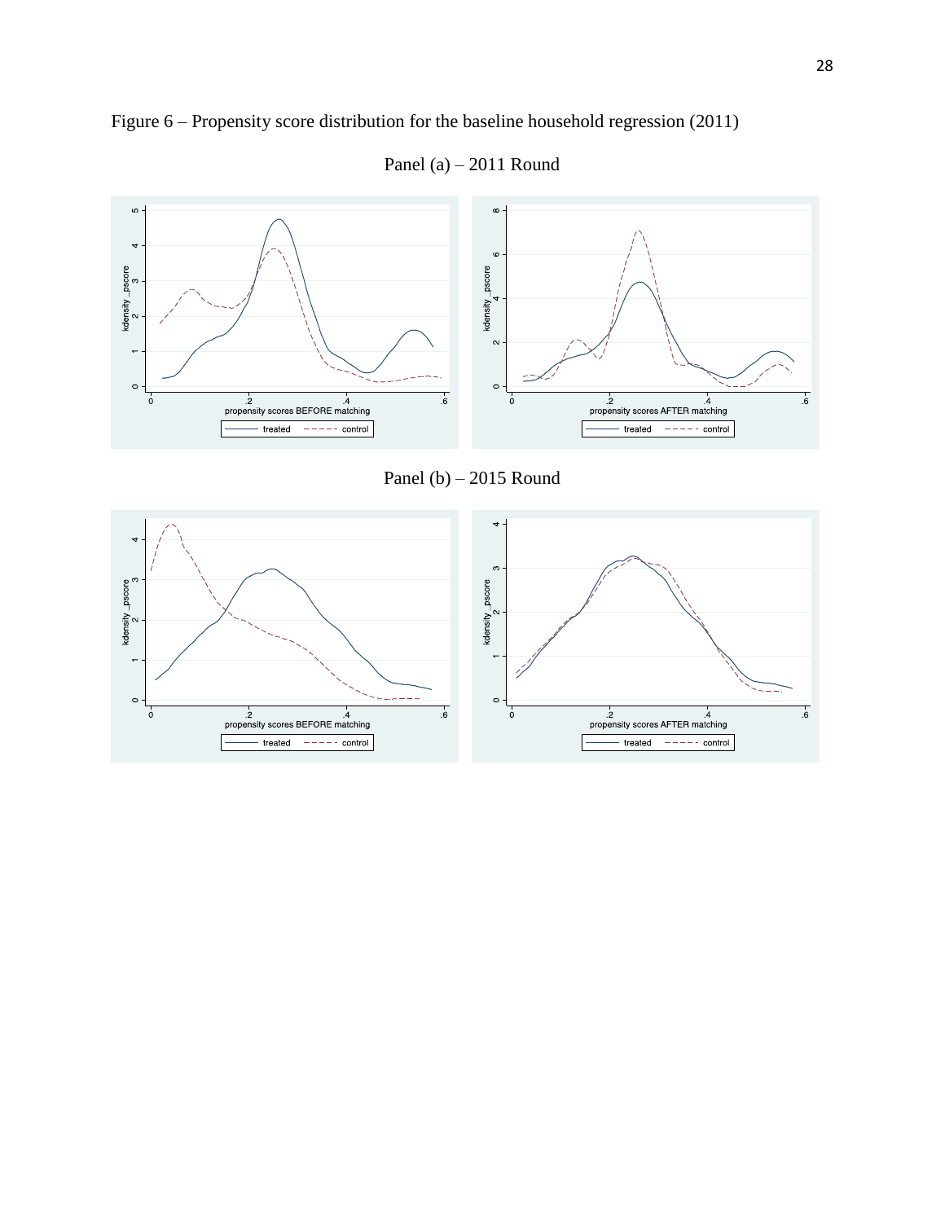Figure 6 – Propensity score distribution for the baseline household regression (2011)

Panel (a) – 2011 Round

Panel (b) – 2015 Round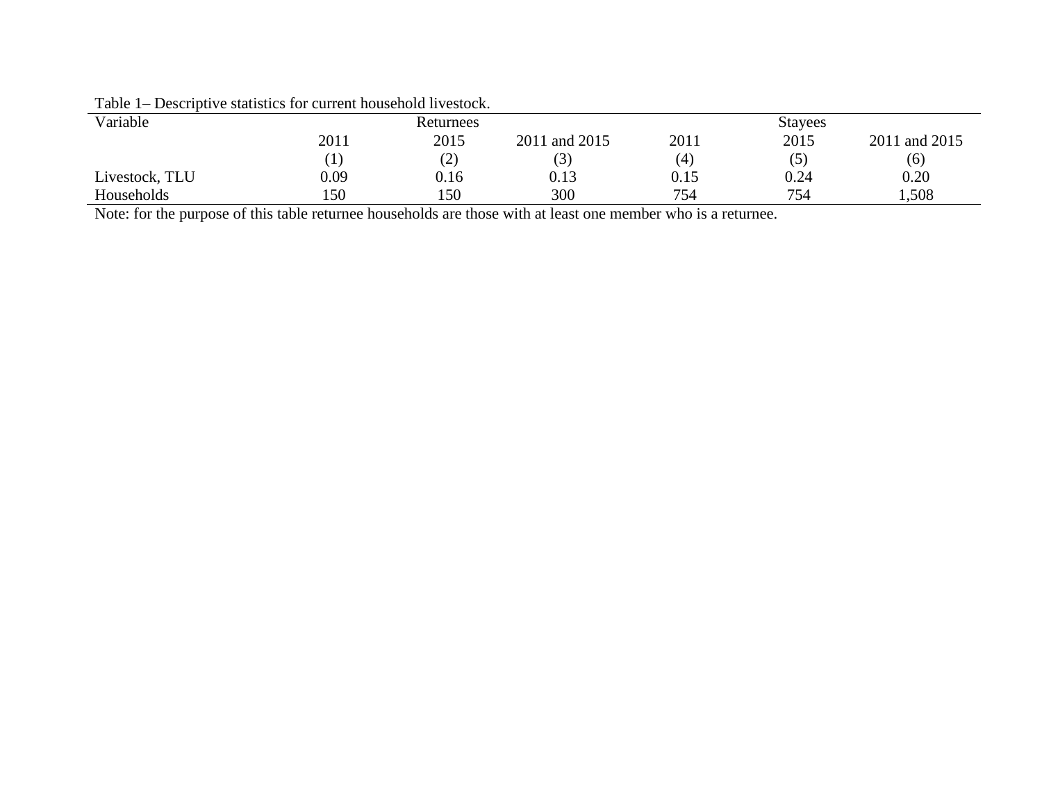Table 1– Descriptive statistics for current household livestock.

| Variable | Returnees | | | Stayees | | |
|---|---|---|---|---|---|---|
| | 2011 | 2015 | 2011 and 2015 | 2011 | 2015 | 2011 and 2015 |
| | (1) | (2) | (3) | (4) | (5) | (6) |
| Livestock, TLU | 0.09 | 0.16 | 0.13 | 0.15 | 0.24 | 0.20 |
| Households | 150 | 150 | 300 | 754 | 754 | 1,508 |

Note: for the purpose of this table returnee households are those with at least one member who is a returnee.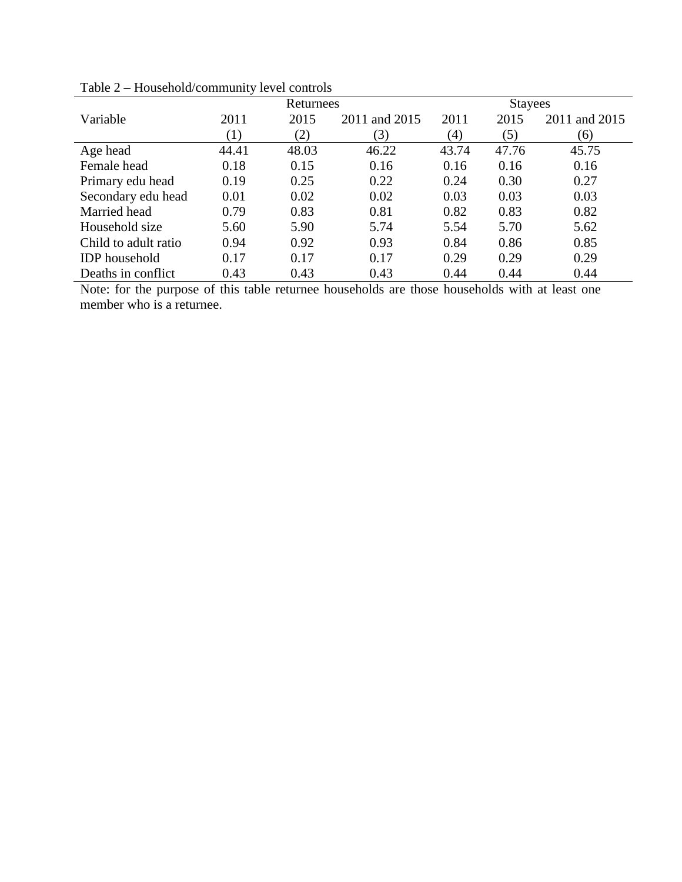Table 2 – Household/community level controls

| | Returnees | | | Stayees | | |
|---|---|---|---|---|---|---|
| Variable | 2011 | 2015 | 2011 and 2015 | 2011 | 2015 | 2011 and 2015 |
| | (1) | (2) | (3) | (4) | (5) | (6) |
| Age head | 44.41 | 48.03 | 46.22 | 43.74 | 47.76 | 45.75 |
| Female head | 0.18 | 0.15 | 0.16 | 0.16 | 0.16 | 0.16 |
| Primary edu head | 0.19 | 0.25 | 0.22 | 0.24 | 0.30 | 0.27 |
| Secondary edu head | 0.01 | 0.02 | 0.02 | 0.03 | 0.03 | 0.03 |
| Married head | 0.79 | 0.83 | 0.81 | 0.82 | 0.83 | 0.82 |
| Household size | 5.60 | 5.90 | 5.74 | 5.54 | 5.70 | 5.62 |
| Child to adult ratio | 0.94 | 0.92 | 0.93 | 0.84 | 0.86 | 0.85 |
| IDP household | 0.17 | 0.17 | 0.17 | 0.29 | 0.29 | 0.29 |
| Deaths in conflict | 0.43 | 0.43 | 0.43 | 0.44 | 0.44 | 0.44 |

Note: for the purpose of this table returnee households are those households with at least one member who is a returnee.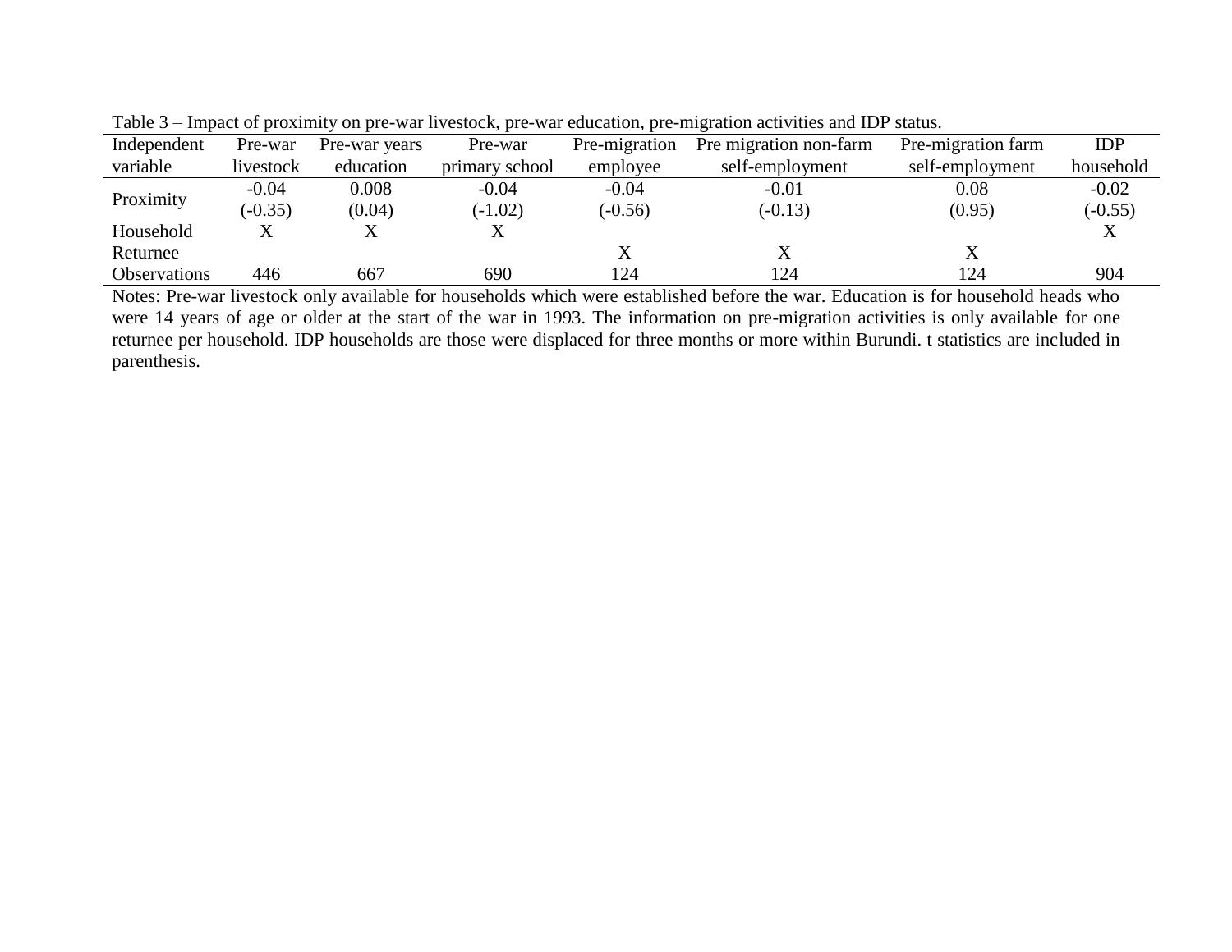Table 3 – Impact of proximity on pre-war livestock, pre-war education, pre-migration activities and IDP status.

| Independent variable | Pre-war livestock | Pre-war years education | Pre-war primary school | Pre-migration employee | Pre migration non-farm self-employment | Pre-migration farm self-employment | IDP household |
|---|---|---|---|---|---|---|---|
| Proximity | -0.04 | 0.008 | -0.04 | -0.04 | -0.01 | 0.08 | -0.02 |
| | (-0.35) | (0.04) | (-1.02) | (-0.56) | (-0.13) | (0.95) | (-0.55) |
| Household | X | X | X | | | | X |
| Returnee | | | | X | X | X | |
| Observations | 446 | 667 | 690 | 124 | 124 | 124 | 904 |

Notes: Pre-war livestock only available for households which were established before the war. Education is for household heads who were 14 years of age or older at the start of the war in 1993. The information on pre-migration activities is only available for one returnee per household. IDP households are those were displaced for three months or more within Burundi. t statistics are included in parenthesis.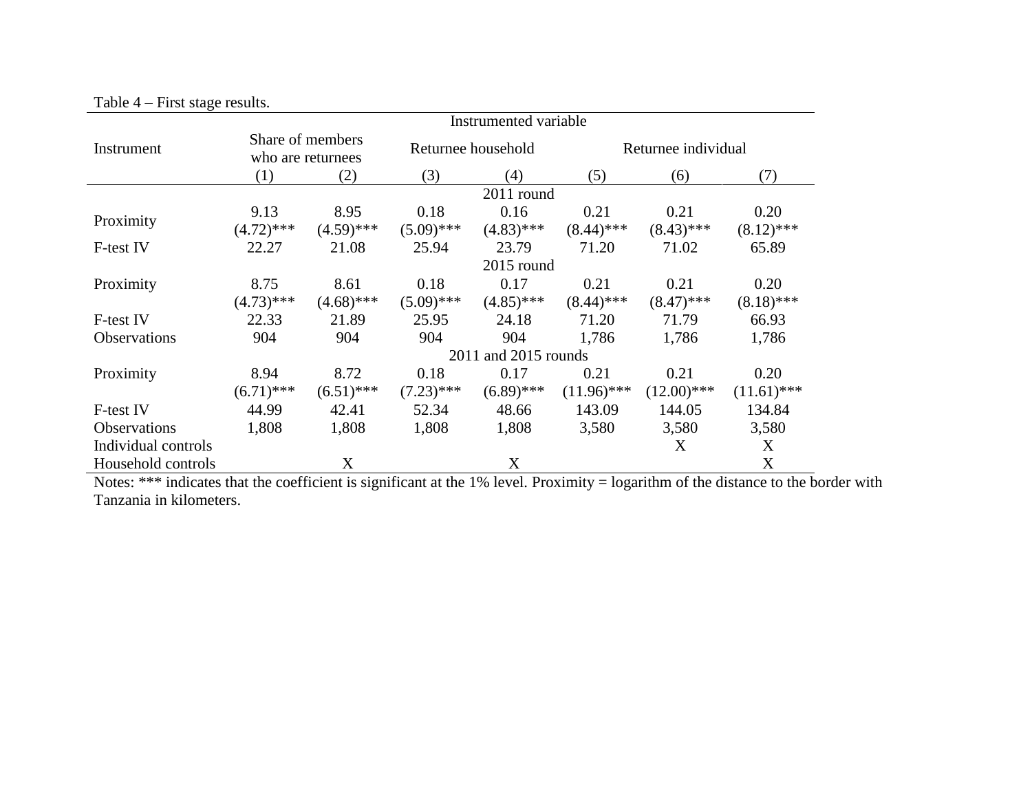Table 4 – First stage results.

| Instrument | Instrumented variable | | | | | | |
|---|---|---|---|---|---|---|---|
| | Share of members who are returnees | | Returnee household | | Returnee individual | | |
| | (1) | (2) | (3) | (4) | (5) | (6) | (7) |
| | | | | 2011 round | | | |
| Proximity | 9.13 | 8.95 | 0.18 | 0.16 | 0.21 | 0.21 | 0.20 |
| | (4.72)*** | (4.59)*** | (5.09)*** | (4.83)*** | (8.44)*** | (8.43)*** | (8.12)*** |
| F-test IV | 22.27 | 21.08 | 25.94 | 23.79 | 71.20 | 71.02 | 65.89 |
| | | | | 2015 round | | | |
| Proximity | 8.75 | 8.61 | 0.18 | 0.17 | 0.21 | 0.21 | 0.20 |
| | (4.73)*** | (4.68)*** | (5.09)*** | (4.85)*** | (8.44)*** | (8.47)*** | (8.18)*** |
| F-test IV | 22.33 | 21.89 | 25.95 | 24.18 | 71.20 | 71.79 | 66.93 |
| Observations | 904 | 904 | 904 | 904 | 1,786 | 1,786 | 1,786 |
| | | | | 2011 and 2015 rounds | | | |
| Proximity | 8.94 | 8.72 | 0.18 | 0.17 | 0.21 | 0.21 | 0.20 |
| | (6.71)*** | (6.51)*** | (7.23)*** | (6.89)*** | (11.96)*** | (12.00)*** | (11.61)*** |
| F-test IV | 44.99 | 42.41 | 52.34 | 48.66 | 143.09 | 144.05 | 134.84 |
| Observations | 1,808 | 1,808 | 1,808 | 1,808 | 3,580 | 3,580 | 3,580 |
| Individual controls | | | | | | X | X |
| Household controls | | X | | X | | | X |

Notes: *** indicates that the coefficient is significant at the 1% level. Proximity = logarithm of the distance to the border with Tanzania in kilometers.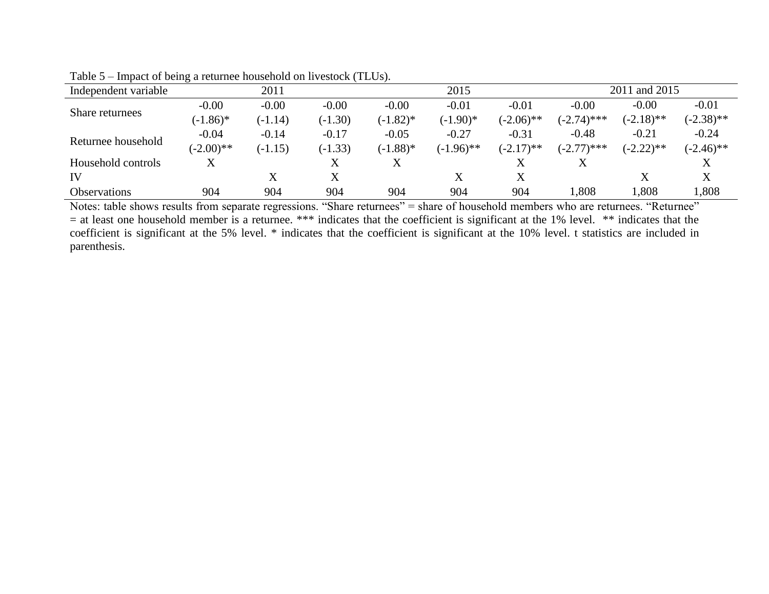Table 5 – Impact of being a returnee household on livestock (TLUs).

| Independent variable | 2011 | | | 2015 | | | 2011 and 2015 | | |
|---|---|---|---|---|---|---|---|---|---|
| Share returnees | -0.00 | -0.00 | -0.00 | -0.00 | -0.01 | -0.01 | -0.00 | -0.00 | -0.01 |
| | (-1.86)* | (-1.14) | (-1.30) | (-1.82)* | (-1.90)* | (-2.06)** | (-2.74)*** | (-2.18)** | (-2.38)** |
| Returnee household | -0.04 | -0.14 | -0.17 | -0.05 | -0.27 | -0.31 | -0.48 | -0.21 | -0.24 |
| | (-2.00)** | (-1.15) | (-1.33) | (-1.88)* | (-1.96)** | (-2.17)** | (-2.77)*** | (-2.22)** | (-2.46)** |
| Household controls | X | | X | X | | X | X | | X |
| IV | | X | X | | X | X | | X | X |
| Observations | 904 | 904 | 904 | 904 | 904 | 904 | 1,808 | 1,808 | 1,808 |

Notes: table shows results from separate regressions. "Share returnees" = share of household members who are returnees. "Returnee" = at least one household member is a returnee. *** indicates that the coefficient is significant at the 1% level. ** indicates that the coefficient is significant at the 5% level. * indicates that the coefficient is significant at the 10% level. t statistics are included in parenthesis.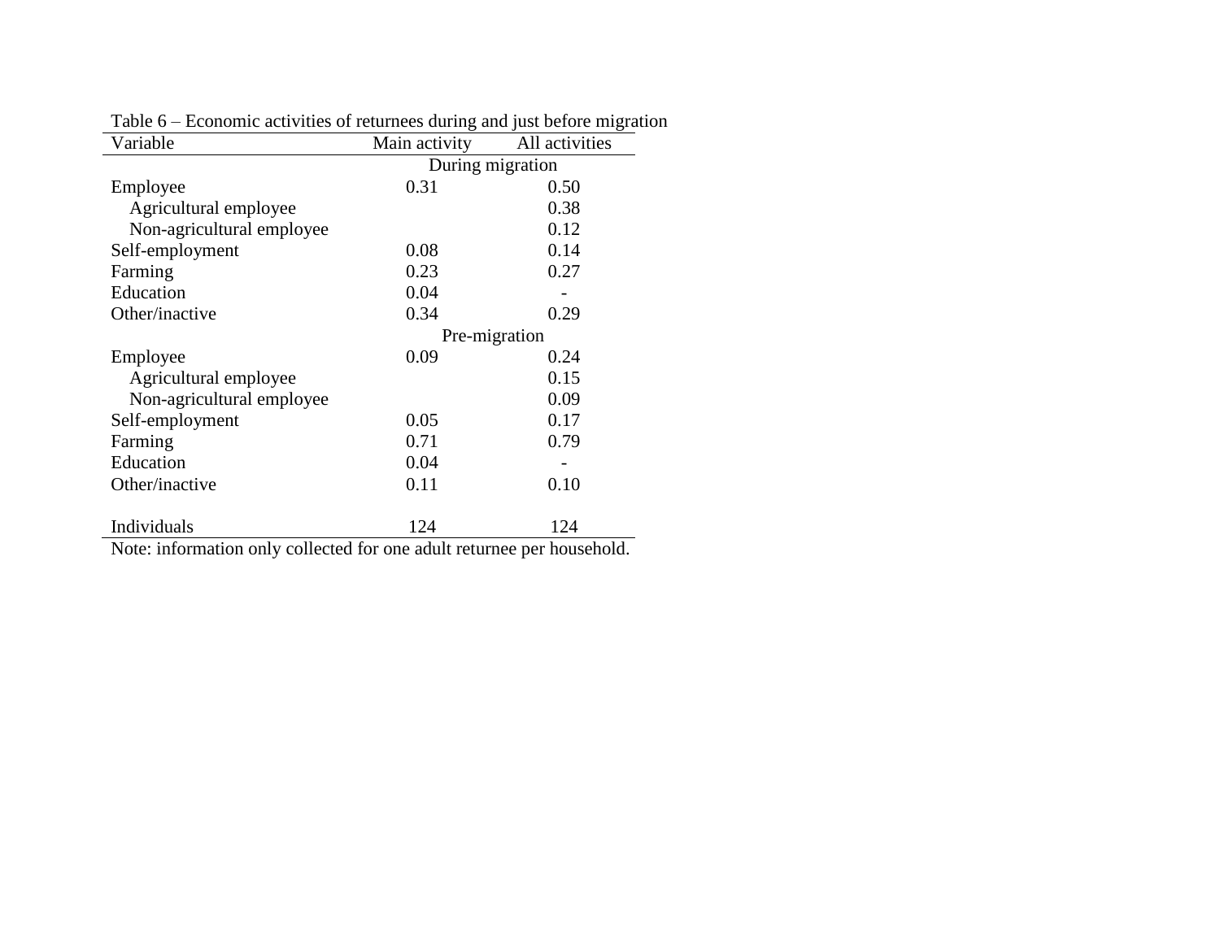Table 6 – Economic activities of returnees during and just before migration

| Variable | Main activity | All activities |
|---|---|---|
| | During migration | |
| Employee | 0.31 | 0.50 |
| Agricultural employee | | 0.38 |
| Non-agricultural employee | | 0.12 |
| Self-employment | 0.08 | 0.14 |
| Farming | 0.23 | 0.27 |
| Education | 0.04 | - |
| Other/inactive | 0.34 | 0.29 |
| | Pre-migration | |
| Employee | 0.09 | 0.24 |
| Agricultural employee | | 0.15 |
| Non-agricultural employee | | 0.09 |
| Self-employment | 0.05 | 0.17 |
| Farming | 0.71 | 0.79 |
| Education | 0.04 | - |
| Other/inactive | 0.11 | 0.10 |
| | | |
| Individuals | 124 | 124 |

Note: information only collected for one adult returnee per household.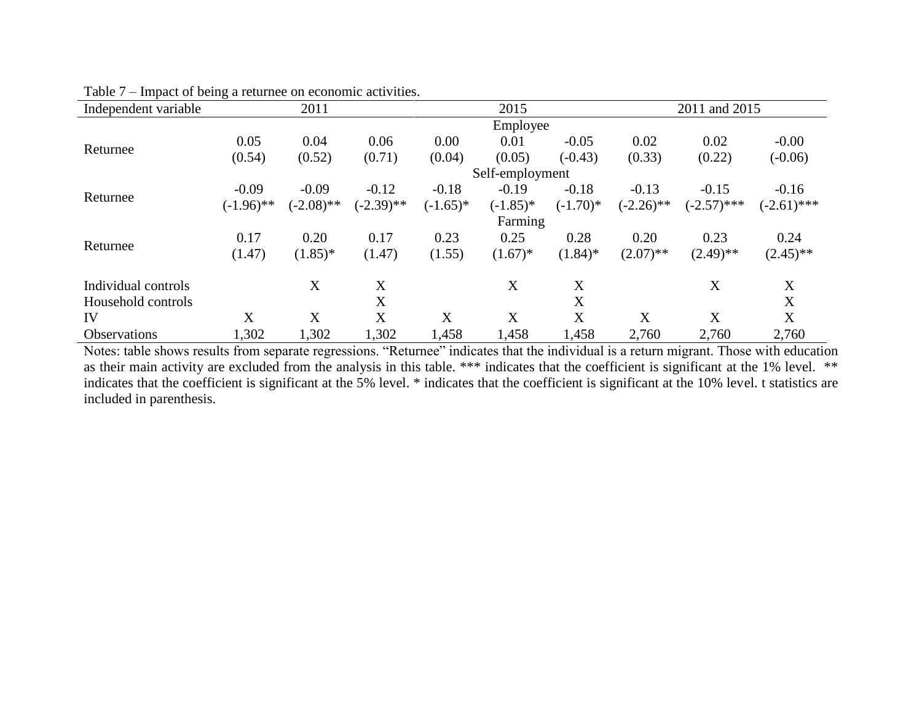Table 7 – Impact of being a returnee on economic activities.

| Independent variable | 2011 | | | 2015 | | | 2011 and 2015 | | |
|---|---|---|---|---|---|---|---|---|---|
| | Employee | | | | | | | | |
| Returnee | 0.05 | 0.04 | 0.06 | 0.00 | 0.01 | -0.05 | 0.02 | 0.02 | -0.00 |
| | (0.54) | (0.52) | (0.71) | (0.04) | (0.05) | (-0.43) | (0.33) | (0.22) | (-0.06) |
| | Self-employment | | | | | | | | |
| Returnee | -0.09 | -0.09 | -0.12 | -0.18 | -0.19 | -0.18 | -0.13 | -0.15 | -0.16 |
| | (-1.96)** | (-2.08)** | (-2.39)** | (-1.65)* | (-1.85)* | (-1.70)* | (-2.26)** | (-2.57)*** | (-2.61)*** |
| | Farming | | | | | | | | |
| Returnee | 0.17 | 0.20 | 0.17 | 0.23 | 0.25 | 0.28 | 0.20 | 0.23 | 0.24 |
| | (1.47) | (1.85)* | (1.47) | (1.55) | (1.67)* | (1.84)* | (2.07)** | (2.49)** | (2.45)** |
| Individual controls | | X | X | | X | X | | X | X |
| Household controls | | | X | | | X | | | X |
| IV | X | X | X | X | X | X | X | X | X |
| Observations | 1,302 | 1,302 | 1,302 | 1,458 | 1,458 | 1,458 | 2,760 | 2,760 | 2,760 |

Notes: table shows results from separate regressions. "Returnee" indicates that the individual is a return migrant. Those with education as their main activity are excluded from the analysis in this table. *** indicates that the coefficient is significant at the 1% level. ** indicates that the coefficient is significant at the 5% level. * indicates that the coefficient is significant at the 10% level. t statistics are included in parenthesis.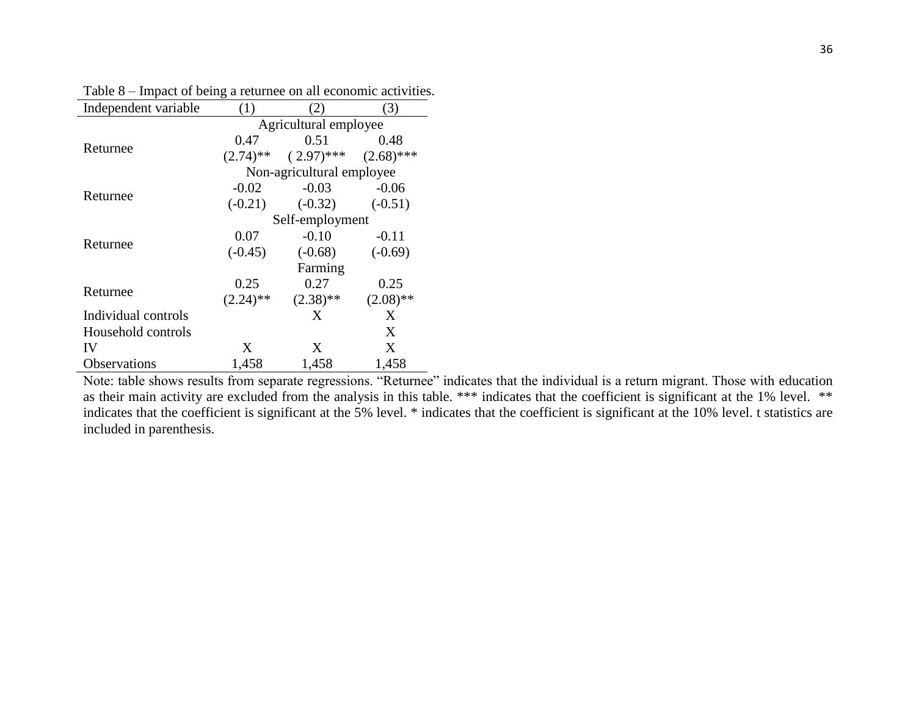Table 8 – Impact of being a returnee on all economic activities.

| Independent variable | (1) | (2) | (3) |
|---|---|---|---|
| | | Agricultural employee | |
| Returnee | 0.47 | 0.51 | 0.48 |
| | (2.74)** | ( 2.97)*** | (2.68)*** |
| | | Non-agricultural employee | |
| Returnee | -0.02 | -0.03 | -0.06 |
| | (-0.21) | (-0.32) | (-0.51) |
| | | Self-employment | |
| Returnee | 0.07 | -0.10 | -0.11 |
| | (-0.45) | (-0.68) | (-0.69) |
| | | Farming | |
| Returnee | 0.25 | 0.27 | 0.25 |
| | (2.24)** | (2.38)** | (2.08)** |
| Individual controls | | X | X |
| Household controls | | | X |
| IV | X | X | X |
| Observations | 1,458 | 1,458 | 1,458 |

Note: table shows results from separate regressions. "Returnee" indicates that the individual is a return migrant. Those with education as their main activity are excluded from the analysis in this table. *** indicates that the coefficient is significant at the 1% level. ** indicates that the coefficient is significant at the 5% level. * indicates that the coefficient is significant at the 10% level. t statistics are included in parenthesis.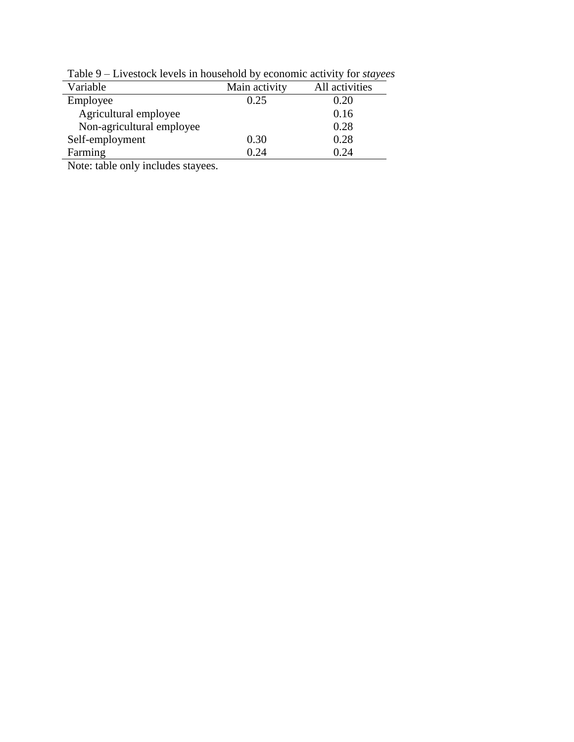Table 9 – Livestock levels in household by economic activity for *stayees*

| Variable | Main activity | All activities |
|---|---|---|
| Employee | 0.25 | 0.20 |
| Agricultural employee | | 0.16 |
| Non-agricultural employee | | 0.28 |
| Self-employment | 0.30 | 0.28 |
| Farming | 0.24 | 0.24 |

Note: table only includes stayees.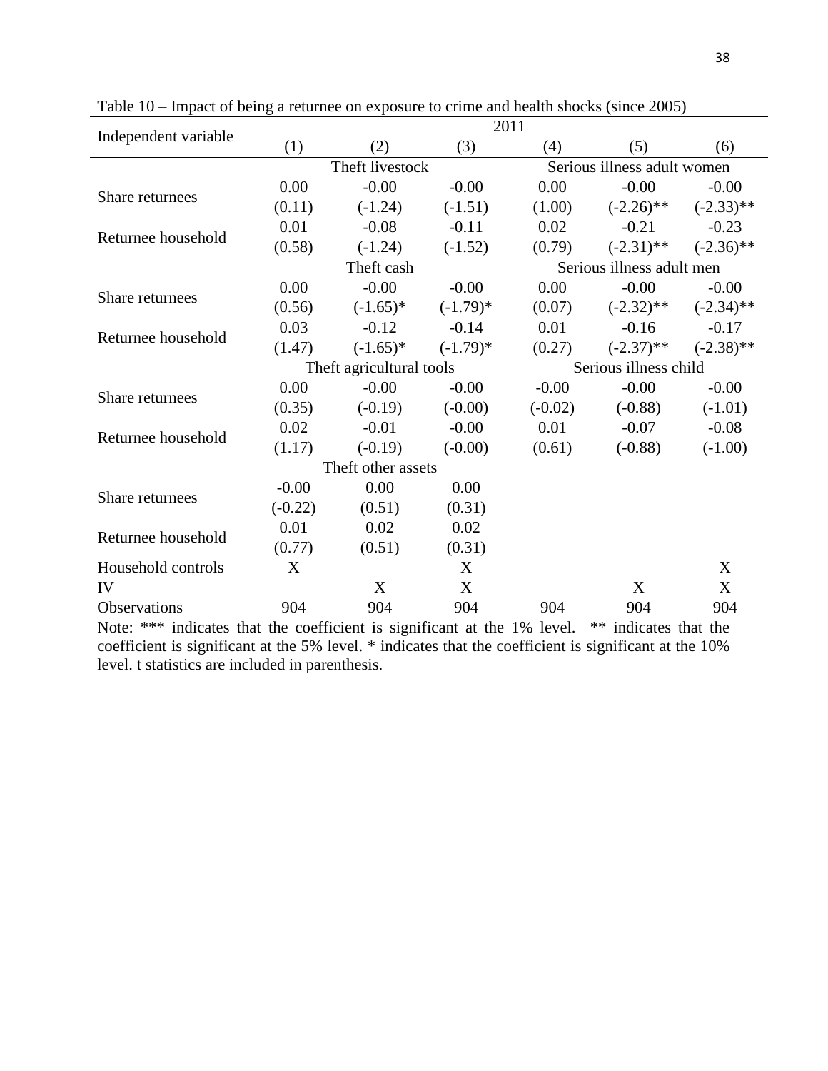Table 10 – Impact of being a returnee on exposure to crime and health shocks (since 2005)

| Independent variable | 2011 | | | | | |
|---|---|---|---|---|---|---|
| | (1) | (2) | (3) | (4) | (5) | (6) |
| | Theft livestock | | | Serious illness adult women | | |
| Share returnees | 0.00 | -0.00 | -0.00 | 0.00 | -0.00 | -0.00 |
| | (0.11) | (-1.24) | (-1.51) | (1.00) | (-2.26)** | (-2.33)** |
| Returnee household | 0.01 | -0.08 | -0.11 | 0.02 | -0.21 | -0.23 |
| | (0.58) | (-1.24) | (-1.52) | (0.79) | (-2.31)** | (-2.36)** |
| | Theft cash | | | Serious illness adult men | | |
| Share returnees | 0.00 | -0.00 | -0.00 | 0.00 | -0.00 | -0.00 |
| | (0.56) | (-1.65)* | (-1.79)* | (0.07) | (-2.32)** | (-2.34)** |
| Returnee household | 0.03 | -0.12 | -0.14 | 0.01 | -0.16 | -0.17 |
| | (1.47) | (-1.65)* | (-1.79)* | (0.27) | (-2.37)** | (-2.38)** |
| | Theft agricultural tools | | | Serious illness child | | |
| Share returnees | 0.00 | -0.00 | -0.00 | -0.00 | -0.00 | -0.00 |
| | (0.35) | (-0.19) | (-0.00) | (-0.02) | (-0.88) | (-1.01) |
| Returnee household | 0.02 | -0.01 | -0.00 | 0.01 | -0.07 | -0.08 |
| | (1.17) | (-0.19) | (-0.00) | (0.61) | (-0.88) | (-1.00) |
| | Theft other assets | | | | | |
| Share returnees | -0.00 | 0.00 | 0.00 | | | |
| | (-0.22) | (0.51) | (0.31) | | | |
| Returnee household | 0.01 | 0.02 | 0.02 | | | |
| | (0.77) | (0.51) | (0.31) | | | |
| Household controls | X | | X | | | X |
| IV | | X | X | | X | X |
| Observations | 904 | 904 | 904 | 904 | 904 | 904 |

Note: *** indicates that the coefficient is significant at the 1% level. ** indicates that the coefficient is significant at the 5% level. * indicates that the coefficient is significant at the 10% level. t statistics are included in parenthesis.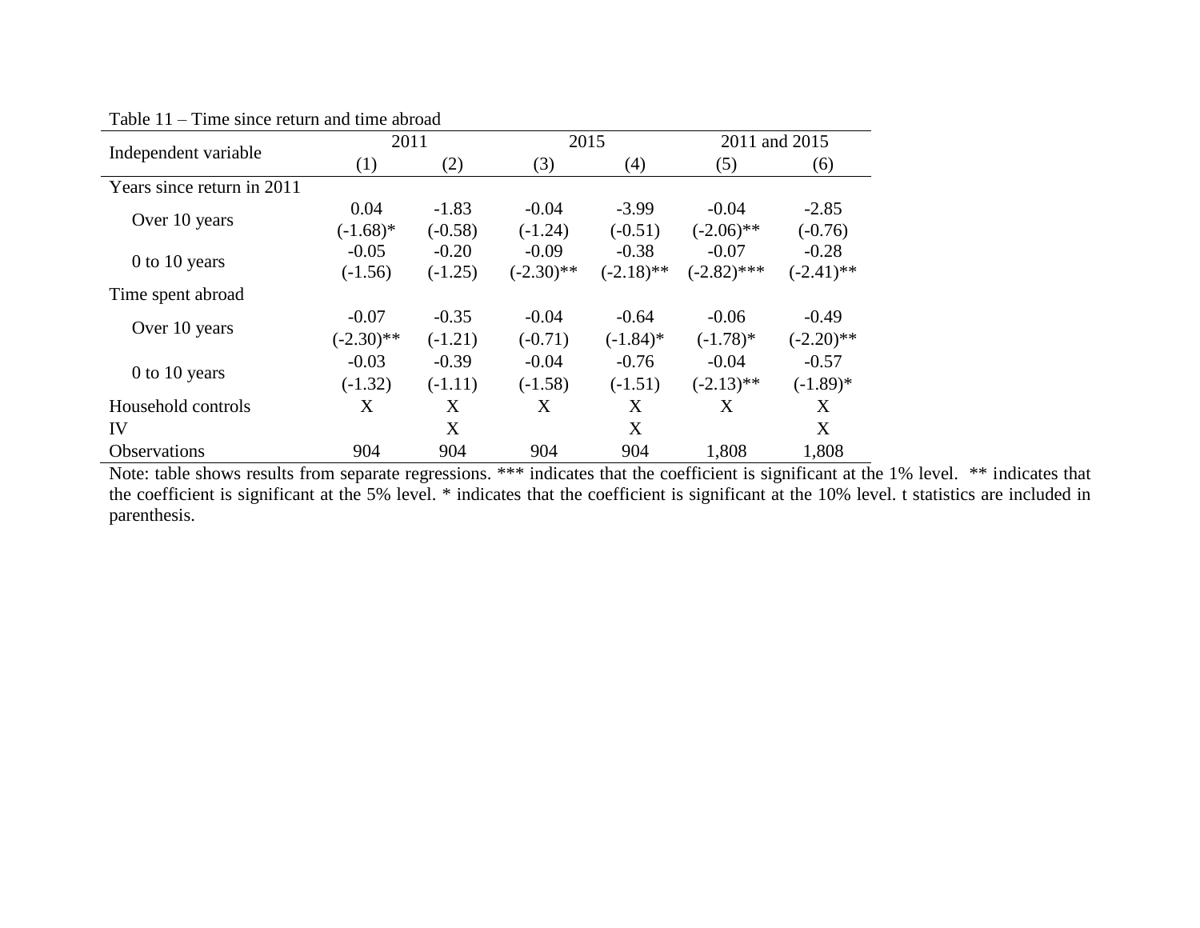Table 11 – Time since return and time abroad

| Independent variable | 2011 | | 2015 | | 2011 and 2015 | |
|---|---|---|---|---|---|---|
| | (1) | (2) | (3) | (4) | (5) | (6) |
| Years since return in 2011 | | | | | | |
| Over 10 years | 0.04 | -1.83 | -0.04 | -3.99 | -0.04 | -2.85 |
| | (-1.68)* | (-0.58) | (-1.24) | (-0.51) | (-2.06)** | (-0.76) |
| 0 to 10 years | -0.05 | -0.20 | -0.09 | -0.38 | -0.07 | -0.28 |
| | (-1.56) | (-1.25) | (-2.30)** | (-2.18)** | (-2.82)*** | (-2.41)** |
| Time spent abroad | | | | | | |
| Over 10 years | -0.07 | -0.35 | -0.04 | -0.64 | -0.06 | -0.49 |
| | (-2.30)** | (-1.21) | (-0.71) | (-1.84)* | (-1.78)* | (-2.20)** |
| 0 to 10 years | -0.03 | -0.39 | -0.04 | -0.76 | -0.04 | -0.57 |
| | (-1.32) | (-1.11) | (-1.58) | (-1.51) | (-2.13)** | (-1.89)* |
| Household controls | X | X | X | X | X | X |
| IV | | X | | X | | X |
| Observations | 904 | 904 | 904 | 904 | 1,808 | 1,808 |

Note: table shows results from separate regressions. *** indicates that the coefficient is significant at the 1% level. ** indicates that the coefficient is significant at the 5% level. * indicates that the coefficient is significant at the 10% level. t statistics are included in parenthesis.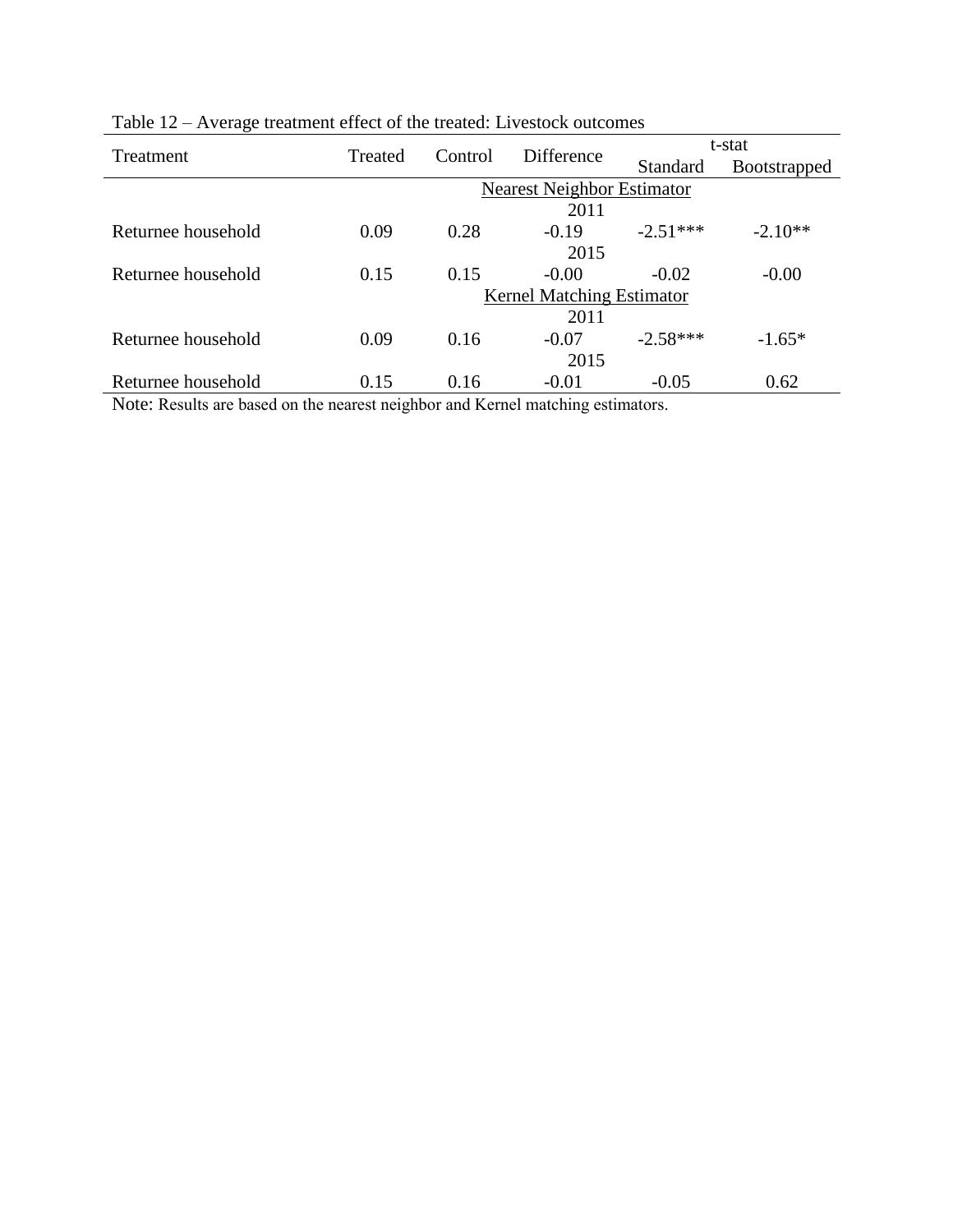Table 12 – Average treatment effect of the treated: Livestock outcomes

| Treatment | Treated | Control | Difference | t-stat | |
|---|---|---|---|---|---|
| | | | | Standard | Bootstrapped |
| | | | Nearest Neighbor Estimator | | |
| | | | 2011 | | |
| Returnee household | 0.09 | 0.28 | -0.19 | -2.51*** | -2.10** |
| | | | 2015 | | |
| Returnee household | 0.15 | 0.15 | -0.00 | -0.02 | -0.00 |
| | | | Kernel Matching Estimator | | |
| | | | 2011 | | |
| Returnee household | 0.09 | 0.16 | -0.07 | -2.58*** | -1.65* |
| | | | 2015 | | |
| Returnee household | 0.15 | 0.16 | -0.01 | -0.05 | 0.62 |

Note: Results are based on the nearest neighbor and Kernel matching estimators.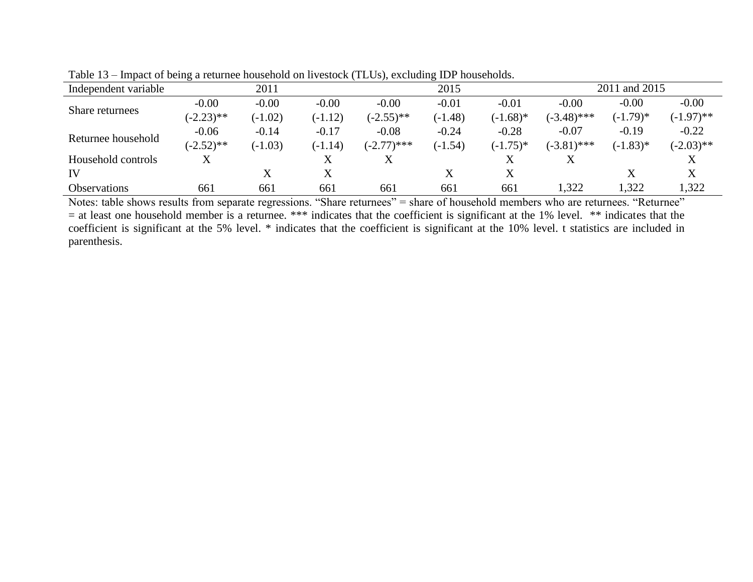Table 13 – Impact of being a returnee household on livestock (TLUs), excluding IDP households.

| Independent variable | 2011 | | | 2015 | | | 2011 and 2015 | | |
|---|---|---|---|---|---|---|---|---|---|
| Share returnees | -0.00 | -0.00 | -0.00 | -0.00 | -0.01 | -0.01 | -0.00 | -0.00 | -0.00 |
| | (-2.23)** | (-1.02) | (-1.12) | (-2.55)** | (-1.48) | (-1.68)* | (-3.48)*** | (-1.79)* | (-1.97)** |
| Returnee household | -0.06 | -0.14 | -0.17 | -0.08 | -0.24 | -0.28 | -0.07 | -0.19 | -0.22 |
| | (-2.52)** | (-1.03) | (-1.14) | (-2.77)*** | (-1.54) | (-1.75)* | (-3.81)*** | (-1.83)* | (-2.03)** |
| Household controls | X | | X | X | | X | X | | X |
| IV | | X | X | | X | X | | X | X |
| Observations | 661 | 661 | 661 | 661 | 661 | 661 | 1,322 | 1,322 | 1,322 |

Notes: table shows results from separate regressions. "Share returnees" = share of household members who are returnees. "Returnee" = at least one household member is a returnee. *** indicates that the coefficient is significant at the 1% level. ** indicates that the coefficient is significant at the 5% level. * indicates that the coefficient is significant at the 10% level. t statistics are included in parenthesis.